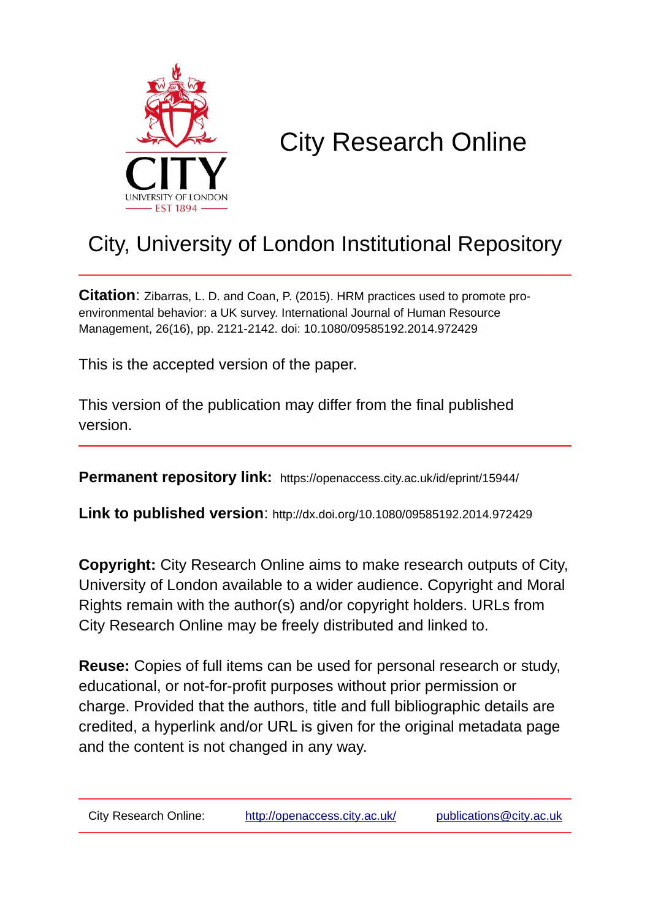# City Research Online

## City, University of London Institutional Repository

**Citation**: Zibarras, L. D. and Coan, P. (2015). HRM practices used to promote pro-environmental behavior: a UK survey. International Journal of Human Resource Management, 26(16), pp. 2121-2142. doi: 10.1080/09585192.2014.972429

This is the accepted version of the paper.

This version of the publication may differ from the final published version.

**Permanent repository link:** https://openaccess.city.ac.uk/id/eprint/15944/

**Link to published version**: http://dx.doi.org/10.1080/09585192.2014.972429

**Copyright:** City Research Online aims to make research outputs of City, University of London available to a wider audience. Copyright and Moral Rights remain with the author(s) and/or copyright holders. URLs from City Research Online may be freely distributed and linked to.

**Reuse:** Copies of full items can be used for personal research or study, educational, or not-for-profit purposes without prior permission or charge. Provided that the authors, title and full bibliographic details are credited, a hyperlink and/or URL is given for the original metadata page and the content is not changed in any way.

City Research Online: http://openaccess.city.ac.uk/ publications@city.ac.uk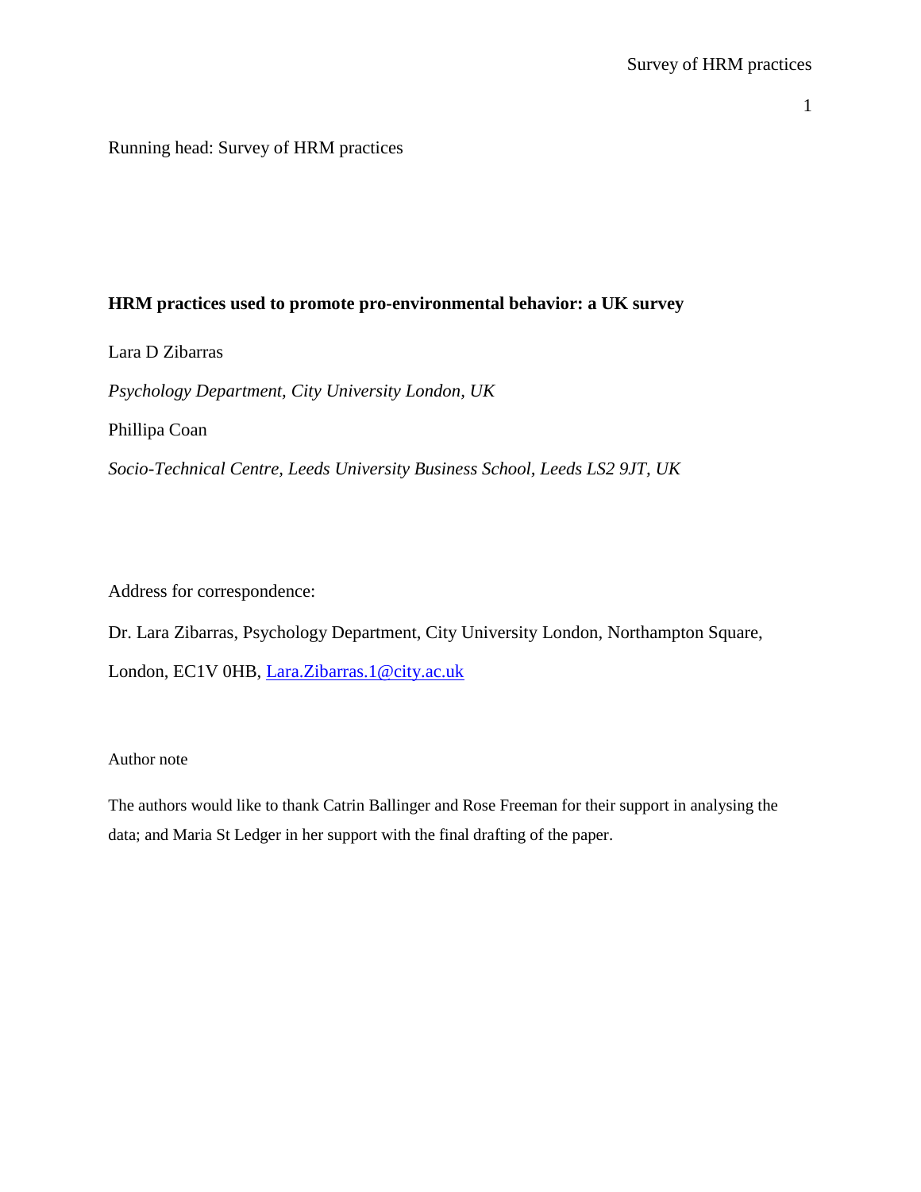Running head: Survey of HRM practices

**HRM practices used to promote pro-environmental behavior: a UK survey**

Lara D Zibarras

*Psychology Department, City University London, UK*

Phillipa Coan

*Socio-Technical Centre, Leeds University Business School, Leeds LS2 9JT, UK*

Address for correspondence:

Dr. Lara Zibarras, Psychology Department, City University London, Northampton Square, London, EC1V 0HB, Lara.Zibarras.1@city.ac.uk

Author note

The authors would like to thank Catrin Ballinger and Rose Freeman for their support in analysing the data; and Maria St Ledger in her support with the final drafting of the paper.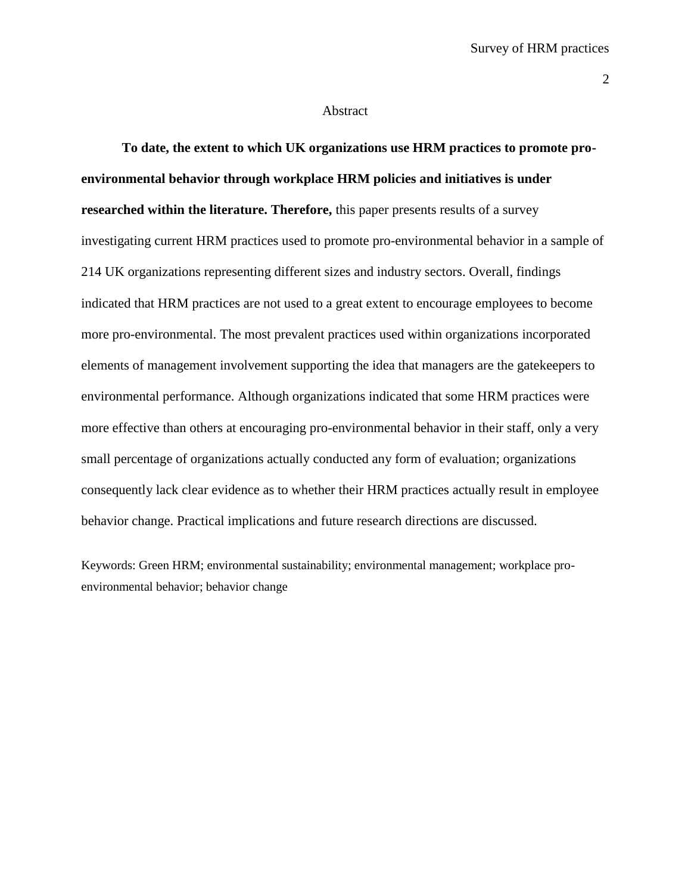# Abstract

**To date, the extent to which UK organizations use HRM practices to promote pro-environmental behavior through workplace HRM policies and initiatives is under researched within the literature. Therefore,** this paper presents results of a survey investigating current HRM practices used to promote pro-environmental behavior in a sample of 214 UK organizations representing different sizes and industry sectors. Overall, findings indicated that HRM practices are not used to a great extent to encourage employees to become more pro-environmental. The most prevalent practices used within organizations incorporated elements of management involvement supporting the idea that managers are the gatekeepers to environmental performance. Although organizations indicated that some HRM practices were more effective than others at encouraging pro-environmental behavior in their staff, only a very small percentage of organizations actually conducted any form of evaluation; organizations consequently lack clear evidence as to whether their HRM practices actually result in employee behavior change. Practical implications and future research directions are discussed.

Keywords: Green HRM; environmental sustainability; environmental management; workplace pro-environmental behavior; behavior change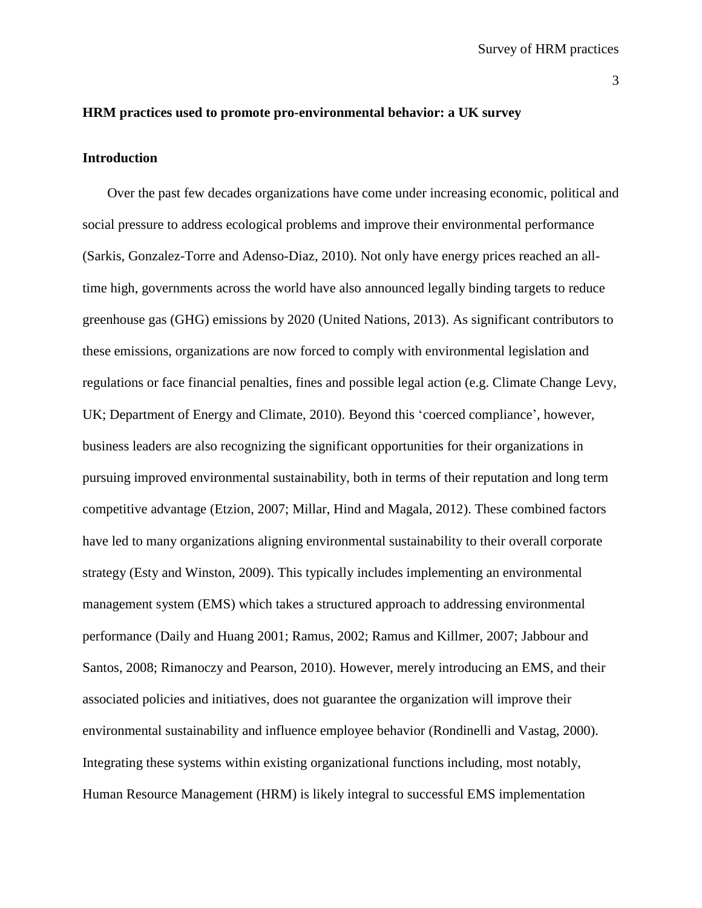**HRM practices used to promote pro-environmental behavior: a UK survey**

**Introduction**

Over the past few decades organizations have come under increasing economic, political and social pressure to address ecological problems and improve their environmental performance (Sarkis, Gonzalez-Torre and Adenso-Diaz, 2010). Not only have energy prices reached an all-time high, governments across the world have also announced legally binding targets to reduce greenhouse gas (GHG) emissions by 2020 (United Nations, 2013). As significant contributors to these emissions, organizations are now forced to comply with environmental legislation and regulations or face financial penalties, fines and possible legal action (e.g. Climate Change Levy, UK; Department of Energy and Climate, 2010). Beyond this 'coerced compliance', however, business leaders are also recognizing the significant opportunities for their organizations in pursuing improved environmental sustainability, both in terms of their reputation and long term competitive advantage (Etzion, 2007; Millar, Hind and Magala, 2012). These combined factors have led to many organizations aligning environmental sustainability to their overall corporate strategy (Esty and Winston, 2009). This typically includes implementing an environmental management system (EMS) which takes a structured approach to addressing environmental performance (Daily and Huang 2001; Ramus, 2002; Ramus and Killmer, 2007; Jabbour and Santos, 2008; Rimanoczy and Pearson, 2010). However, merely introducing an EMS, and their associated policies and initiatives, does not guarantee the organization will improve their environmental sustainability and influence employee behavior (Rondinelli and Vastag, 2000). Integrating these systems within existing organizational functions including, most notably, Human Resource Management (HRM) is likely integral to successful EMS implementation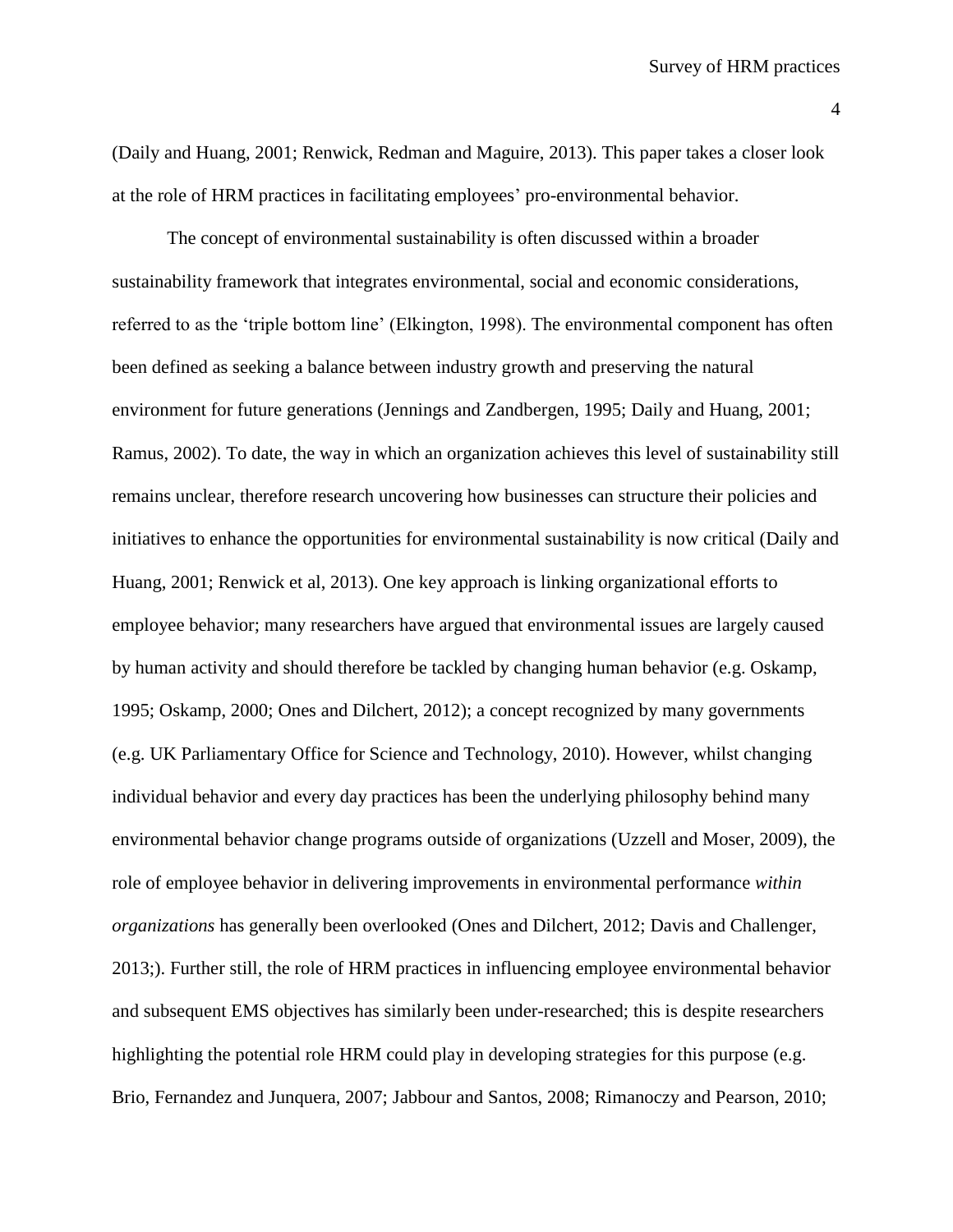(Daily and Huang, 2001; Renwick, Redman and Maguire, 2013). This paper takes a closer look at the role of HRM practices in facilitating employees' pro-environmental behavior.

The concept of environmental sustainability is often discussed within a broader sustainability framework that integrates environmental, social and economic considerations, referred to as the 'triple bottom line' (Elkington, 1998). The environmental component has often been defined as seeking a balance between industry growth and preserving the natural environment for future generations (Jennings and Zandbergen, 1995; Daily and Huang, 2001; Ramus, 2002). To date, the way in which an organization achieves this level of sustainability still remains unclear, therefore research uncovering how businesses can structure their policies and initiatives to enhance the opportunities for environmental sustainability is now critical (Daily and Huang, 2001; Renwick et al, 2013). One key approach is linking organizational efforts to employee behavior; many researchers have argued that environmental issues are largely caused by human activity and should therefore be tackled by changing human behavior (e.g. Oskamp, 1995; Oskamp, 2000; Ones and Dilchert, 2012); a concept recognized by many governments (e.g. UK Parliamentary Office for Science and Technology, 2010). However, whilst changing individual behavior and every day practices has been the underlying philosophy behind many environmental behavior change programs outside of organizations (Uzzell and Moser, 2009), the role of employee behavior in delivering improvements in environmental performance *within organizations* has generally been overlooked (Ones and Dilchert, 2012; Davis and Challenger, 2013;). Further still, the role of HRM practices in influencing employee environmental behavior and subsequent EMS objectives has similarly been under-researched; this is despite researchers highlighting the potential role HRM could play in developing strategies for this purpose (e.g. Brio, Fernandez and Junquera, 2007; Jabbour and Santos, 2008; Rimanoczy and Pearson, 2010;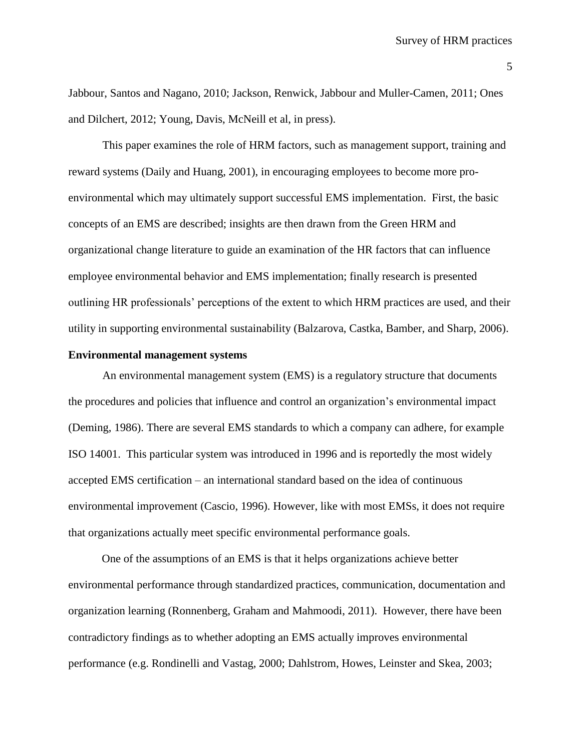Jabbour, Santos and Nagano, 2010; Jackson, Renwick, Jabbour and Muller-Camen, 2011; Ones and Dilchert, 2012; Young, Davis, McNeill et al, in press).

This paper examines the role of HRM factors, such as management support, training and reward systems (Daily and Huang, 2001), in encouraging employees to become more pro-environmental which may ultimately support successful EMS implementation. First, the basic concepts of an EMS are described; insights are then drawn from the Green HRM and organizational change literature to guide an examination of the HR factors that can influence employee environmental behavior and EMS implementation; finally research is presented outlining HR professionals' perceptions of the extent to which HRM practices are used, and their utility in supporting environmental sustainability (Balzarova, Castka, Bamber, and Sharp, 2006).

**Environmental management systems**

An environmental management system (EMS) is a regulatory structure that documents the procedures and policies that influence and control an organization's environmental impact (Deming, 1986). There are several EMS standards to which a company can adhere, for example ISO 14001. This particular system was introduced in 1996 and is reportedly the most widely accepted EMS certification – an international standard based on the idea of continuous environmental improvement (Cascio, 1996). However, like with most EMSs, it does not require that organizations actually meet specific environmental performance goals.

One of the assumptions of an EMS is that it helps organizations achieve better environmental performance through standardized practices, communication, documentation and organization learning (Ronnenberg, Graham and Mahmoodi, 2011). However, there have been contradictory findings as to whether adopting an EMS actually improves environmental performance (e.g. Rondinelli and Vastag, 2000; Dahlstrom, Howes, Leinster and Skea, 2003;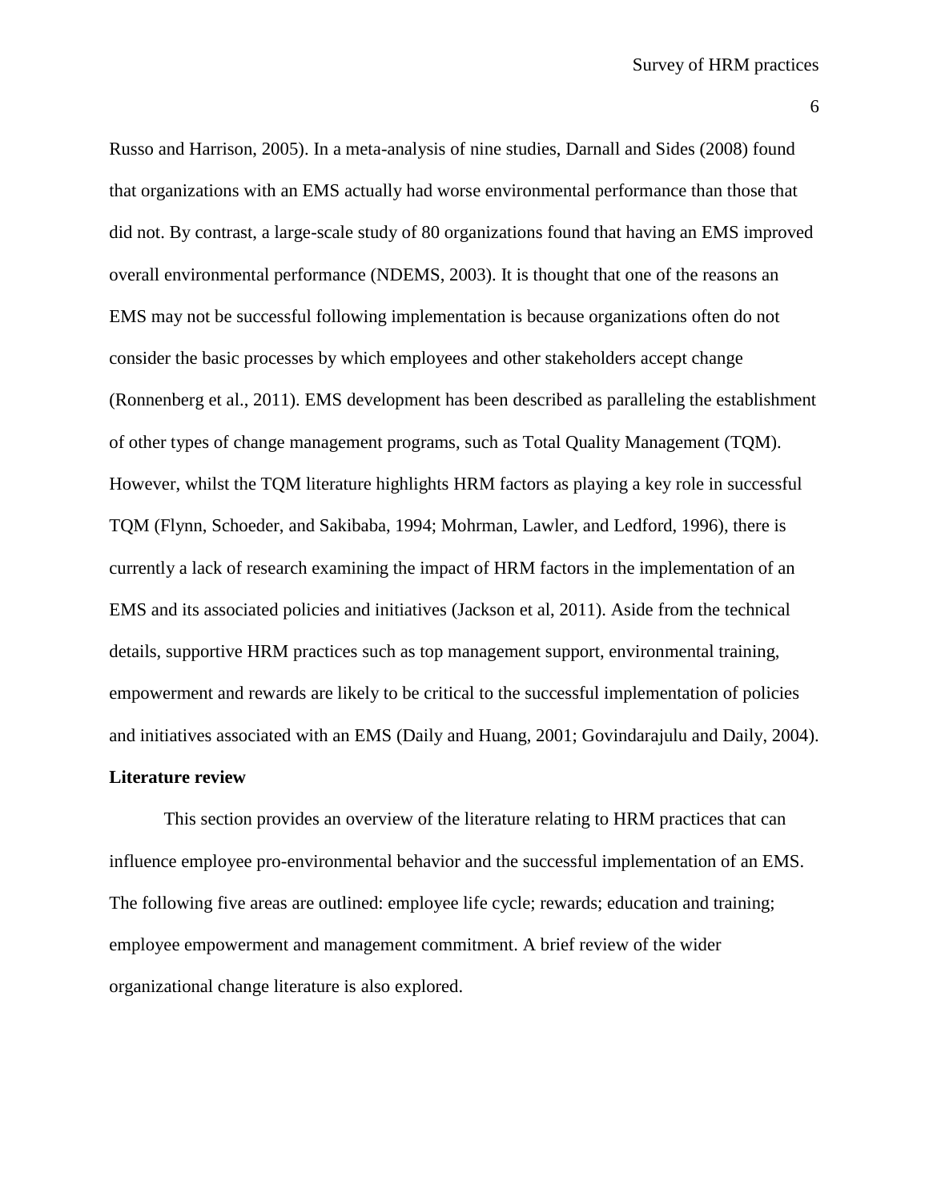Russo and Harrison, 2005). In a meta-analysis of nine studies, Darnall and Sides (2008) found that organizations with an EMS actually had worse environmental performance than those that did not. By contrast, a large-scale study of 80 organizations found that having an EMS improved overall environmental performance (NDEMS, 2003). It is thought that one of the reasons an EMS may not be successful following implementation is because organizations often do not consider the basic processes by which employees and other stakeholders accept change (Ronnenberg et al., 2011). EMS development has been described as paralleling the establishment of other types of change management programs, such as Total Quality Management (TQM). However, whilst the TQM literature highlights HRM factors as playing a key role in successful TQM (Flynn, Schoeder, and Sakibaba, 1994; Mohrman, Lawler, and Ledford, 1996), there is currently a lack of research examining the impact of HRM factors in the implementation of an EMS and its associated policies and initiatives (Jackson et al, 2011). Aside from the technical details, supportive HRM practices such as top management support, environmental training, empowerment and rewards are likely to be critical to the successful implementation of policies and initiatives associated with an EMS (Daily and Huang, 2001; Govindarajulu and Daily, 2004).

**Literature review**

This section provides an overview of the literature relating to HRM practices that can influence employee pro-environmental behavior and the successful implementation of an EMS. The following five areas are outlined: employee life cycle; rewards; education and training; employee empowerment and management commitment. A brief review of the wider organizational change literature is also explored.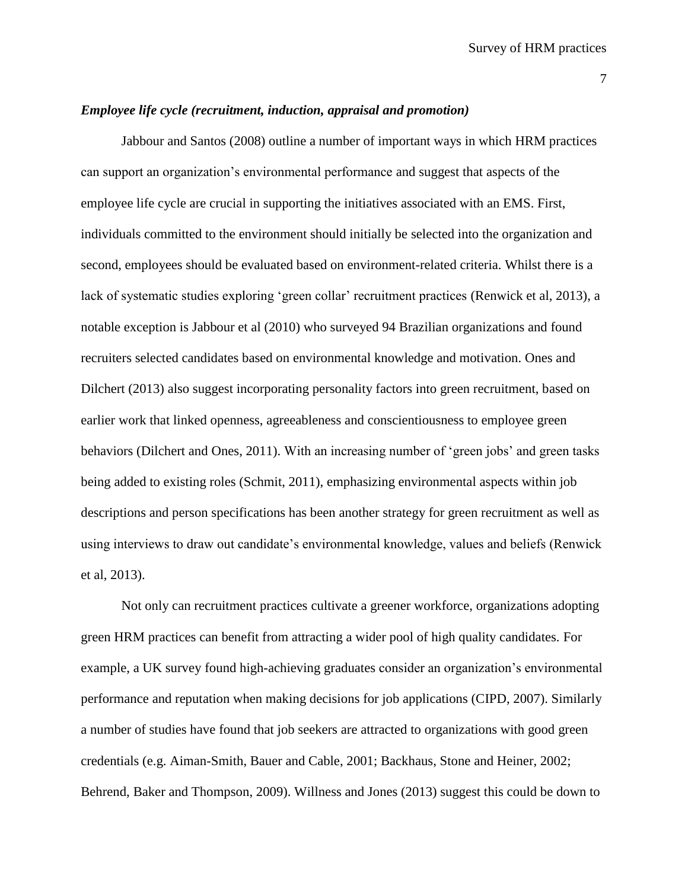### *Employee life cycle (recruitment, induction, appraisal and promotion)*

Jabbour and Santos (2008) outline a number of important ways in which HRM practices can support an organization's environmental performance and suggest that aspects of the employee life cycle are crucial in supporting the initiatives associated with an EMS. First, individuals committed to the environment should initially be selected into the organization and second, employees should be evaluated based on environment-related criteria. Whilst there is a lack of systematic studies exploring 'green collar' recruitment practices (Renwick et al, 2013), a notable exception is Jabbour et al (2010) who surveyed 94 Brazilian organizations and found recruiters selected candidates based on environmental knowledge and motivation. Ones and Dilchert (2013) also suggest incorporating personality factors into green recruitment, based on earlier work that linked openness, agreeableness and conscientiousness to employee green behaviors (Dilchert and Ones, 2011). With an increasing number of 'green jobs' and green tasks being added to existing roles (Schmit, 2011), emphasizing environmental aspects within job descriptions and person specifications has been another strategy for green recruitment as well as using interviews to draw out candidate's environmental knowledge, values and beliefs (Renwick et al, 2013).

Not only can recruitment practices cultivate a greener workforce, organizations adopting green HRM practices can benefit from attracting a wider pool of high quality candidates. For example, a UK survey found high-achieving graduates consider an organization's environmental performance and reputation when making decisions for job applications (CIPD, 2007). Similarly a number of studies have found that job seekers are attracted to organizations with good green credentials (e.g. Aiman-Smith, Bauer and Cable, 2001; Backhaus, Stone and Heiner, 2002; Behrend, Baker and Thompson, 2009). Willness and Jones (2013) suggest this could be down to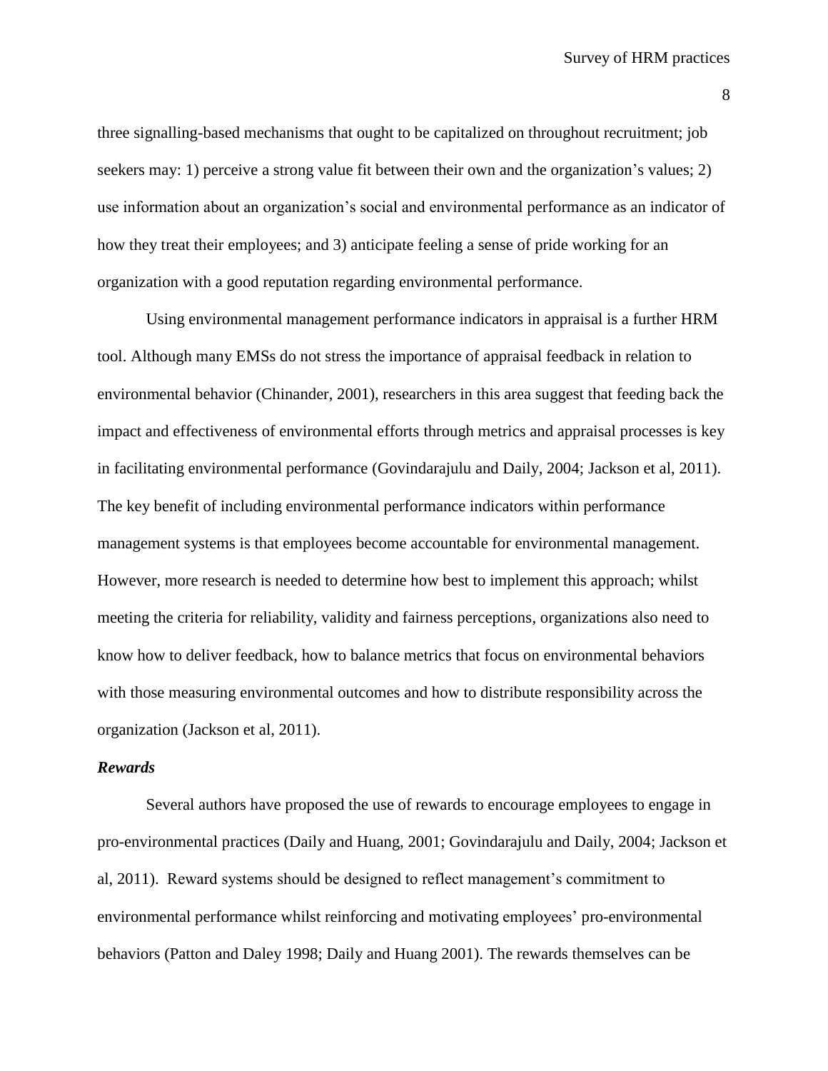three signalling-based mechanisms that ought to be capitalized on throughout recruitment; job seekers may: 1) perceive a strong value fit between their own and the organization's values; 2) use information about an organization's social and environmental performance as an indicator of how they treat their employees; and 3) anticipate feeling a sense of pride working for an organization with a good reputation regarding environmental performance.

Using environmental management performance indicators in appraisal is a further HRM tool. Although many EMSs do not stress the importance of appraisal feedback in relation to environmental behavior (Chinander, 2001), researchers in this area suggest that feeding back the impact and effectiveness of environmental efforts through metrics and appraisal processes is key in facilitating environmental performance (Govindarajulu and Daily, 2004; Jackson et al, 2011). The key benefit of including environmental performance indicators within performance management systems is that employees become accountable for environmental management. However, more research is needed to determine how best to implement this approach; whilst meeting the criteria for reliability, validity and fairness perceptions, organizations also need to know how to deliver feedback, how to balance metrics that focus on environmental behaviors with those measuring environmental outcomes and how to distribute responsibility across the organization (Jackson et al, 2011).

***Rewards***

Several authors have proposed the use of rewards to encourage employees to engage in pro-environmental practices (Daily and Huang, 2001; Govindarajulu and Daily, 2004; Jackson et al, 2011). Reward systems should be designed to reflect management's commitment to environmental performance whilst reinforcing and motivating employees' pro-environmental behaviors (Patton and Daley 1998; Daily and Huang 2001). The rewards themselves can be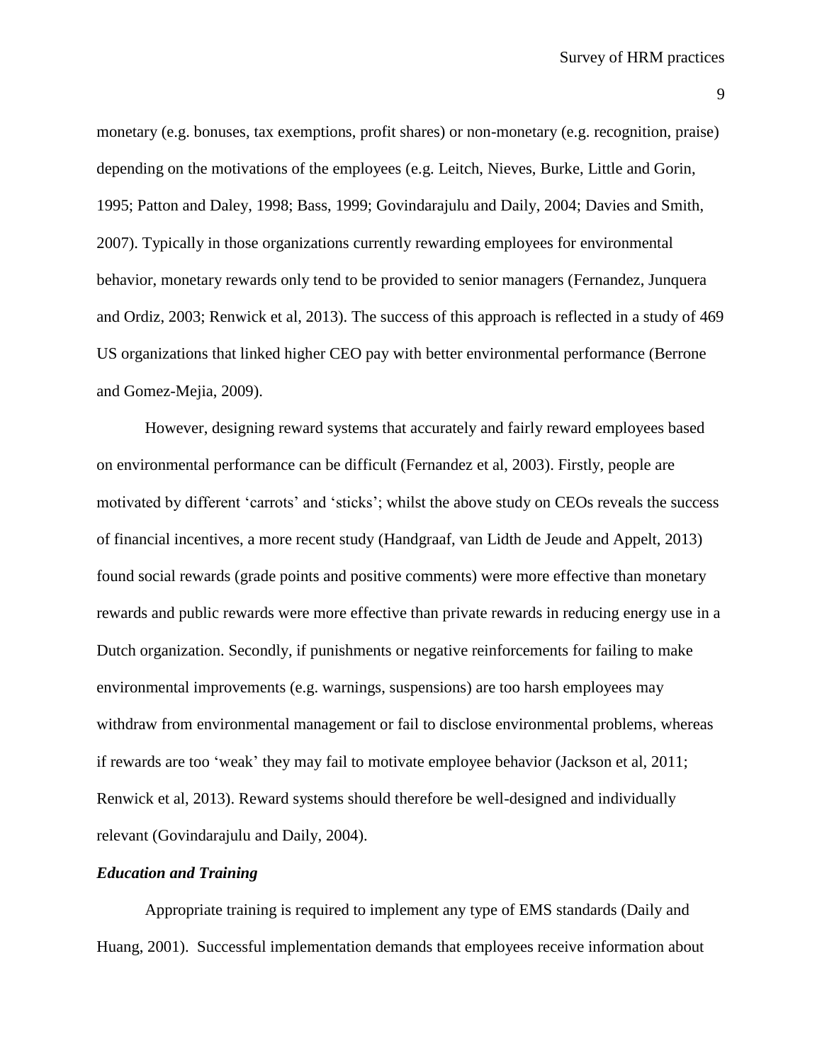monetary (e.g. bonuses, tax exemptions, profit shares) or non-monetary (e.g. recognition, praise) depending on the motivations of the employees (e.g. Leitch, Nieves, Burke, Little and Gorin, 1995; Patton and Daley, 1998; Bass, 1999; Govindarajulu and Daily, 2004; Davies and Smith, 2007). Typically in those organizations currently rewarding employees for environmental behavior, monetary rewards only tend to be provided to senior managers (Fernandez, Junquera and Ordiz, 2003; Renwick et al, 2013). The success of this approach is reflected in a study of 469 US organizations that linked higher CEO pay with better environmental performance (Berrone and Gomez-Mejia, 2009).

However, designing reward systems that accurately and fairly reward employees based on environmental performance can be difficult (Fernandez et al, 2003). Firstly, people are motivated by different 'carrots' and 'sticks'; whilst the above study on CEOs reveals the success of financial incentives, a more recent study (Handgraaf, van Lidth de Jeude and Appelt, 2013) found social rewards (grade points and positive comments) were more effective than monetary rewards and public rewards were more effective than private rewards in reducing energy use in a Dutch organization. Secondly, if punishments or negative reinforcements for failing to make environmental improvements (e.g. warnings, suspensions) are too harsh employees may withdraw from environmental management or fail to disclose environmental problems, whereas if rewards are too 'weak' they may fail to motivate employee behavior (Jackson et al, 2011; Renwick et al, 2013). Reward systems should therefore be well-designed and individually relevant (Govindarajulu and Daily, 2004).

### *Education and Training*

Appropriate training is required to implement any type of EMS standards (Daily and Huang, 2001). Successful implementation demands that employees receive information about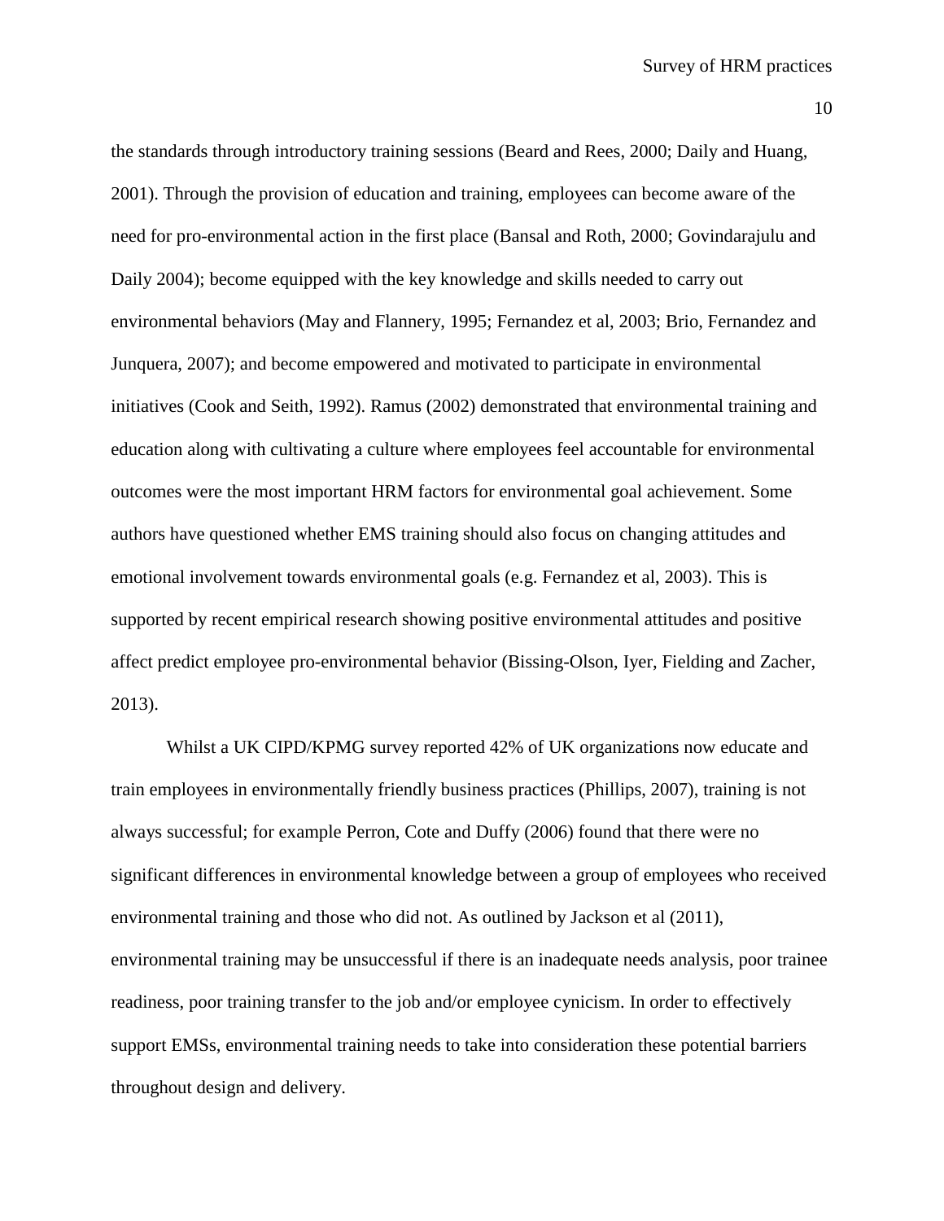the standards through introductory training sessions (Beard and Rees, 2000; Daily and Huang, 2001). Through the provision of education and training, employees can become aware of the need for pro-environmental action in the first place (Bansal and Roth, 2000; Govindarajulu and Daily 2004); become equipped with the key knowledge and skills needed to carry out environmental behaviors (May and Flannery, 1995; Fernandez et al, 2003; Brio, Fernandez and Junquera, 2007); and become empowered and motivated to participate in environmental initiatives (Cook and Seith, 1992). Ramus (2002) demonstrated that environmental training and education along with cultivating a culture where employees feel accountable for environmental outcomes were the most important HRM factors for environmental goal achievement. Some authors have questioned whether EMS training should also focus on changing attitudes and emotional involvement towards environmental goals (e.g. Fernandez et al, 2003). This is supported by recent empirical research showing positive environmental attitudes and positive affect predict employee pro-environmental behavior (Bissing-Olson, Iyer, Fielding and Zacher, 2013).

Whilst a UK CIPD/KPMG survey reported 42% of UK organizations now educate and train employees in environmentally friendly business practices (Phillips, 2007), training is not always successful; for example Perron, Cote and Duffy (2006) found that there were no significant differences in environmental knowledge between a group of employees who received environmental training and those who did not. As outlined by Jackson et al (2011), environmental training may be unsuccessful if there is an inadequate needs analysis, poor trainee readiness, poor training transfer to the job and/or employee cynicism. In order to effectively support EMSs, environmental training needs to take into consideration these potential barriers throughout design and delivery.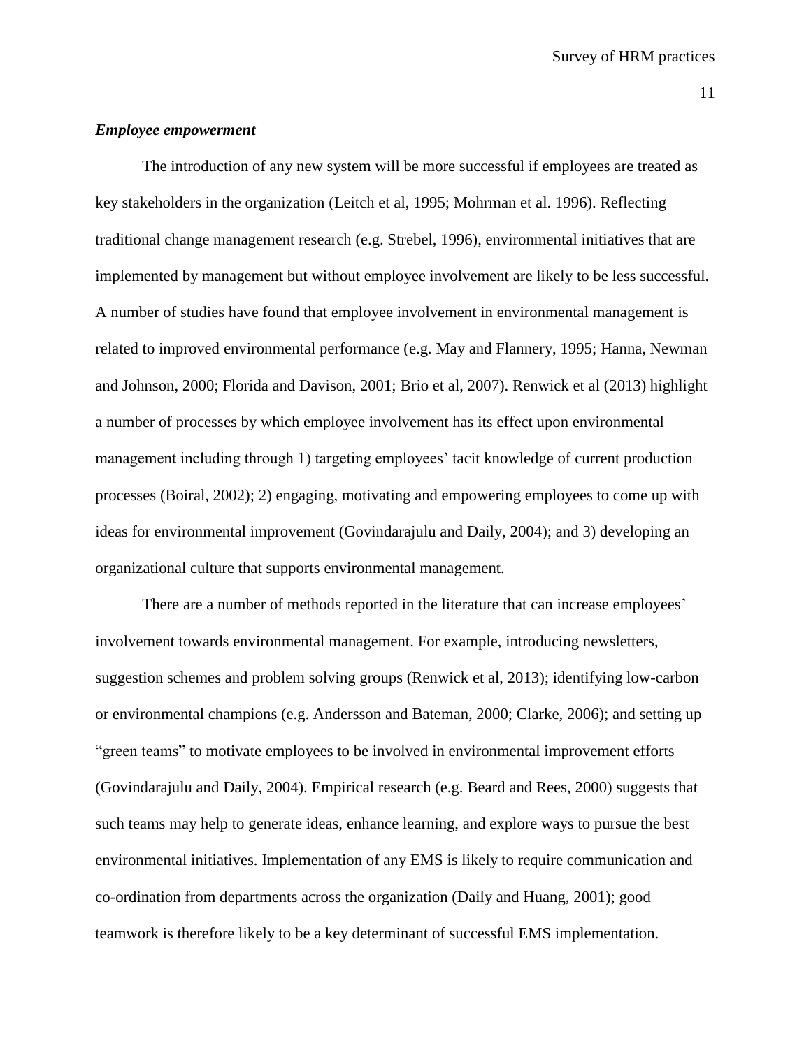### ***Employee empowerment***

The introduction of any new system will be more successful if employees are treated as key stakeholders in the organization (Leitch et al, 1995; Mohrman et al. 1996). Reflecting traditional change management research (e.g. Strebel, 1996), environmental initiatives that are implemented by management but without employee involvement are likely to be less successful. A number of studies have found that employee involvement in environmental management is related to improved environmental performance (e.g. May and Flannery, 1995; Hanna, Newman and Johnson, 2000; Florida and Davison, 2001; Brio et al, 2007). Renwick et al (2013) highlight a number of processes by which employee involvement has its effect upon environmental management including through 1) targeting employees' tacit knowledge of current production processes (Boiral, 2002); 2) engaging, motivating and empowering employees to come up with ideas for environmental improvement (Govindarajulu and Daily, 2004); and 3) developing an organizational culture that supports environmental management.

There are a number of methods reported in the literature that can increase employees' involvement towards environmental management. For example, introducing newsletters, suggestion schemes and problem solving groups (Renwick et al, 2013); identifying low-carbon or environmental champions (e.g. Andersson and Bateman, 2000; Clarke, 2006); and setting up "green teams" to motivate employees to be involved in environmental improvement efforts (Govindarajulu and Daily, 2004). Empirical research (e.g. Beard and Rees, 2000) suggests that such teams may help to generate ideas, enhance learning, and explore ways to pursue the best environmental initiatives. Implementation of any EMS is likely to require communication and co-ordination from departments across the organization (Daily and Huang, 2001); good teamwork is therefore likely to be a key determinant of successful EMS implementation.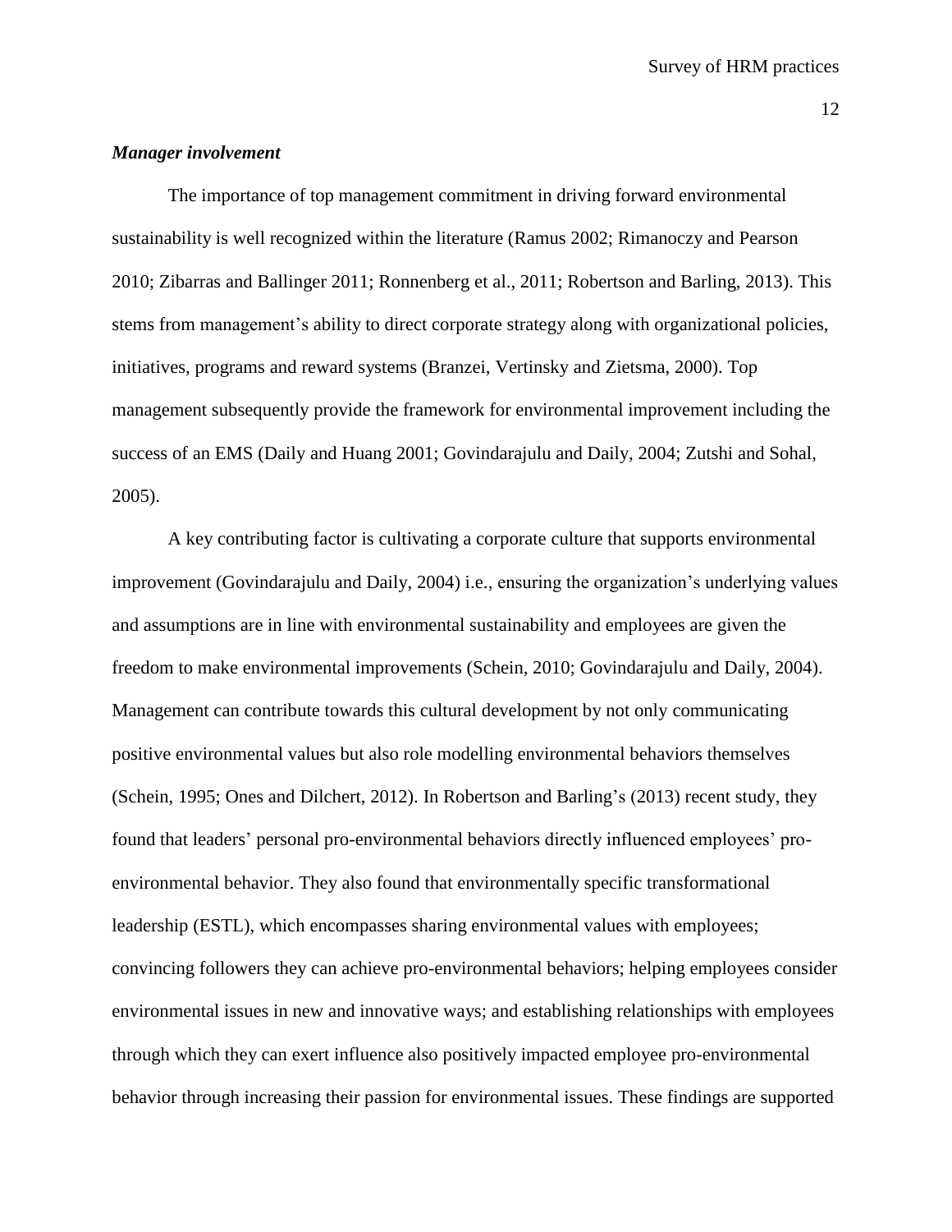***Manager involvement***

The importance of top management commitment in driving forward environmental sustainability is well recognized within the literature (Ramus 2002; Rimanoczy and Pearson 2010; Zibarras and Ballinger 2011; Ronnenberg et al., 2011; Robertson and Barling, 2013). This stems from management's ability to direct corporate strategy along with organizational policies, initiatives, programs and reward systems (Branzei, Vertinsky and Zietsma, 2000). Top management subsequently provide the framework for environmental improvement including the success of an EMS (Daily and Huang 2001; Govindarajulu and Daily, 2004; Zutshi and Sohal, 2005).

A key contributing factor is cultivating a corporate culture that supports environmental improvement (Govindarajulu and Daily, 2004) i.e., ensuring the organization's underlying values and assumptions are in line with environmental sustainability and employees are given the freedom to make environmental improvements (Schein, 2010; Govindarajulu and Daily, 2004). Management can contribute towards this cultural development by not only communicating positive environmental values but also role modelling environmental behaviors themselves (Schein, 1995; Ones and Dilchert, 2012). In Robertson and Barling's (2013) recent study, they found that leaders' personal pro-environmental behaviors directly influenced employees' pro-environmental behavior. They also found that environmentally specific transformational leadership (ESTL), which encompasses sharing environmental values with employees; convincing followers they can achieve pro-environmental behaviors; helping employees consider environmental issues in new and innovative ways; and establishing relationships with employees through which they can exert influence also positively impacted employee pro-environmental behavior through increasing their passion for environmental issues. These findings are supported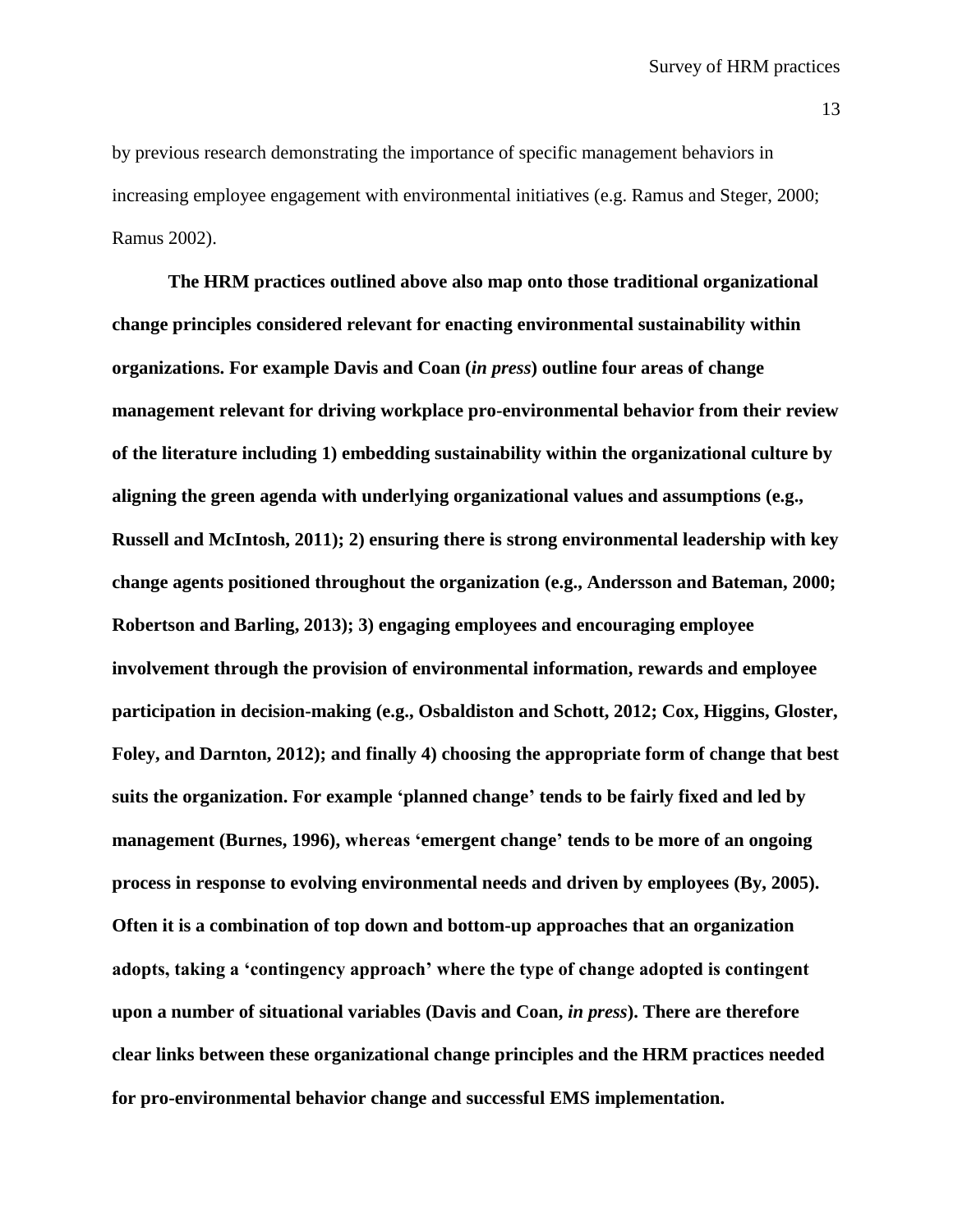by previous research demonstrating the importance of specific management behaviors in increasing employee engagement with environmental initiatives (e.g. Ramus and Steger, 2000; Ramus 2002).

**The HRM practices outlined above also map onto those traditional organizational change principles considered relevant for enacting environmental sustainability within organizations. For example Davis and Coan (*in press*) outline four areas of change management relevant for driving workplace pro-environmental behavior from their review of the literature including 1) embedding sustainability within the organizational culture by aligning the green agenda with underlying organizational values and assumptions (e.g., Russell and McIntosh, 2011); 2) ensuring there is strong environmental leadership with key change agents positioned throughout the organization (e.g., Andersson and Bateman, 2000; Robertson and Barling, 2013); 3) engaging employees and encouraging employee involvement through the provision of environmental information, rewards and employee participation in decision-making (e.g., Osbaldiston and Schott, 2012; Cox, Higgins, Gloster, Foley, and Darnton, 2012); and finally 4) choosing the appropriate form of change that best suits the organization. For example 'planned change' tends to be fairly fixed and led by management (Burnes, 1996), whereas 'emergent change' tends to be more of an ongoing process in response to evolving environmental needs and driven by employees (By, 2005). Often it is a combination of top down and bottom-up approaches that an organization adopts, taking a 'contingency approach' where the type of change adopted is contingent upon a number of situational variables (Davis and Coan, *in press*). There are therefore clear links between these organizational change principles and the HRM practices needed for pro-environmental behavior change and successful EMS implementation.**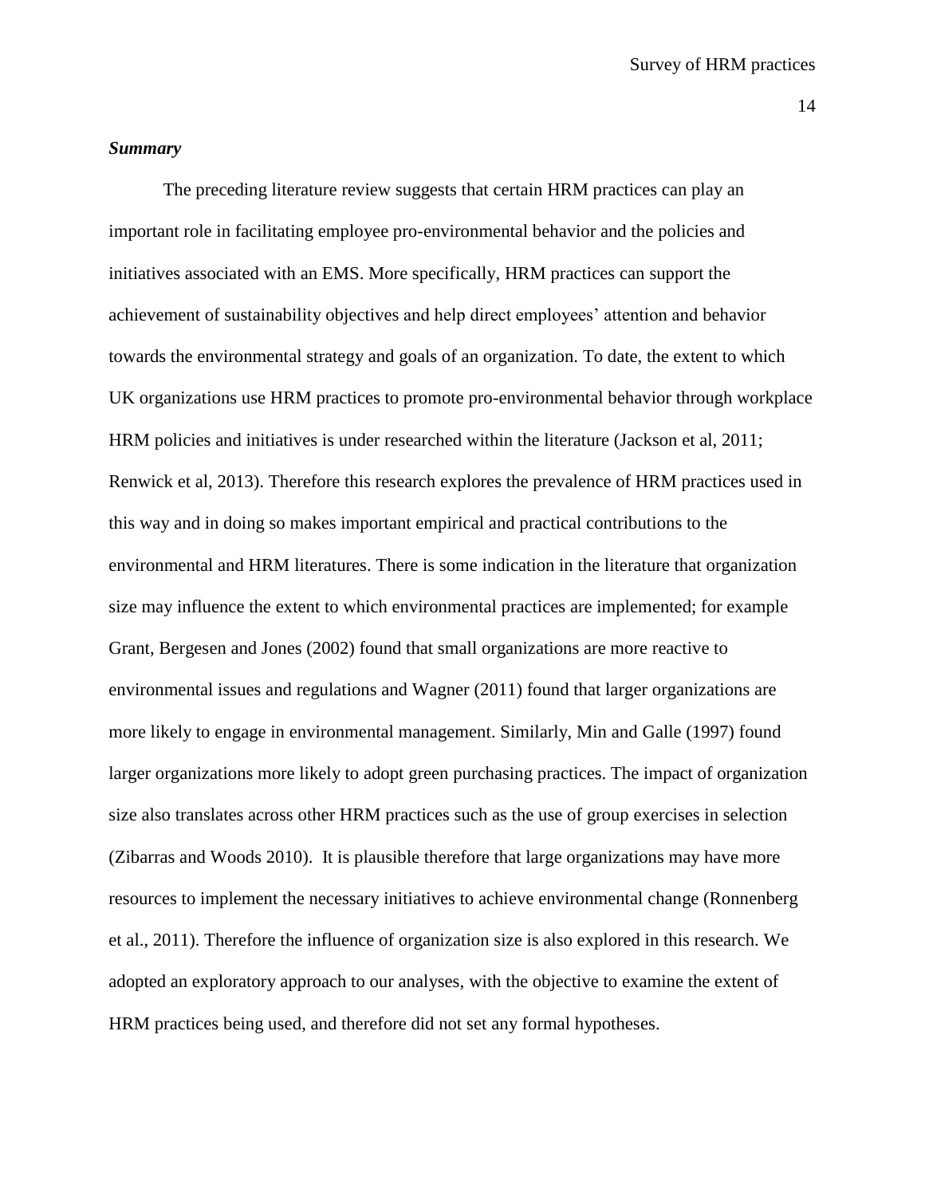***Summary***

The preceding literature review suggests that certain HRM practices can play an important role in facilitating employee pro-environmental behavior and the policies and initiatives associated with an EMS. More specifically, HRM practices can support the achievement of sustainability objectives and help direct employees' attention and behavior towards the environmental strategy and goals of an organization. To date, the extent to which UK organizations use HRM practices to promote pro-environmental behavior through workplace HRM policies and initiatives is under researched within the literature (Jackson et al, 2011; Renwick et al, 2013). Therefore this research explores the prevalence of HRM practices used in this way and in doing so makes important empirical and practical contributions to the environmental and HRM literatures. There is some indication in the literature that organization size may influence the extent to which environmental practices are implemented; for example Grant, Bergesen and Jones (2002) found that small organizations are more reactive to environmental issues and regulations and Wagner (2011) found that larger organizations are more likely to engage in environmental management. Similarly, Min and Galle (1997) found larger organizations more likely to adopt green purchasing practices. The impact of organization size also translates across other HRM practices such as the use of group exercises in selection (Zibarras and Woods 2010). It is plausible therefore that large organizations may have more resources to implement the necessary initiatives to achieve environmental change (Ronnenberg et al., 2011). Therefore the influence of organization size is also explored in this research. We adopted an exploratory approach to our analyses, with the objective to examine the extent of HRM practices being used, and therefore did not set any formal hypotheses.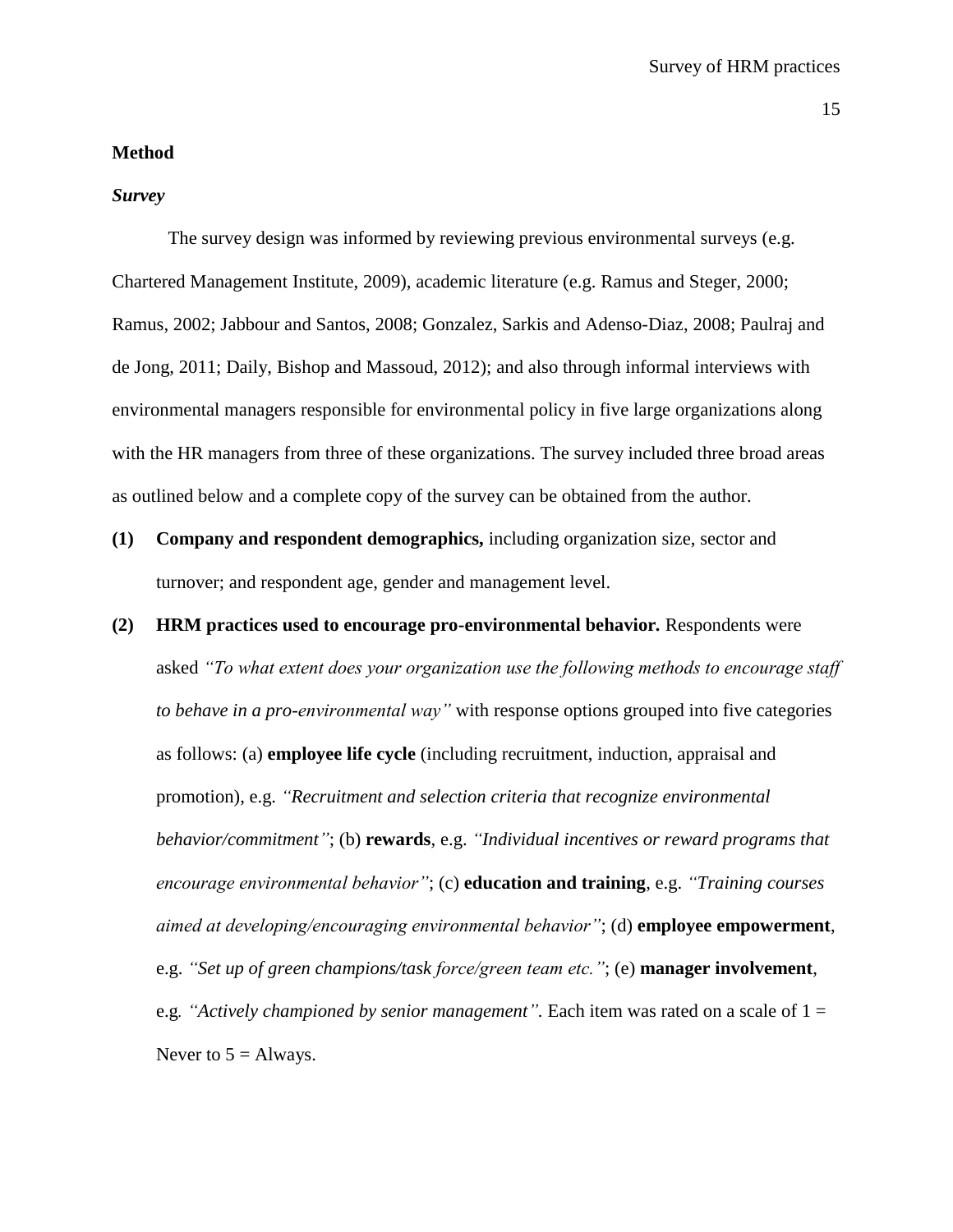**Method**

***Survey***

The survey design was informed by reviewing previous environmental surveys (e.g. Chartered Management Institute, 2009), academic literature (e.g. Ramus and Steger, 2000; Ramus, 2002; Jabbour and Santos, 2008; Gonzalez, Sarkis and Adenso-Diaz, 2008; Paulraj and de Jong, 2011; Daily, Bishop and Massoud, 2012); and also through informal interviews with environmental managers responsible for environmental policy in five large organizations along with the HR managers from three of these organizations. The survey included three broad areas as outlined below and a complete copy of the survey can be obtained from the author.

**(1)** **Company and respondent demographics,** including organization size, sector and turnover; and respondent age, gender and management level.

**(2)** **HRM practices used to encourage pro-environmental behavior.** Respondents were asked *"To what extent does your organization use the following methods to encourage staff to behave in a pro-environmental way"* with response options grouped into five categories as follows: (a) **employee life cycle** (including recruitment, induction, appraisal and promotion), e.g. *"Recruitment and selection criteria that recognize environmental behavior/commitment"*; (b) **rewards**, e.g. *"Individual incentives or reward programs that encourage environmental behavior"*; (c) **education and training**, e.g. *"Training courses aimed at developing/encouraging environmental behavior"*; (d) **employee empowerment**, e.g. *"Set up of green champions/task force/green team etc."*; (e) **manager involvement**, e.g. *"Actively championed by senior management"*. Each item was rated on a scale of 1 = Never to 5 = Always.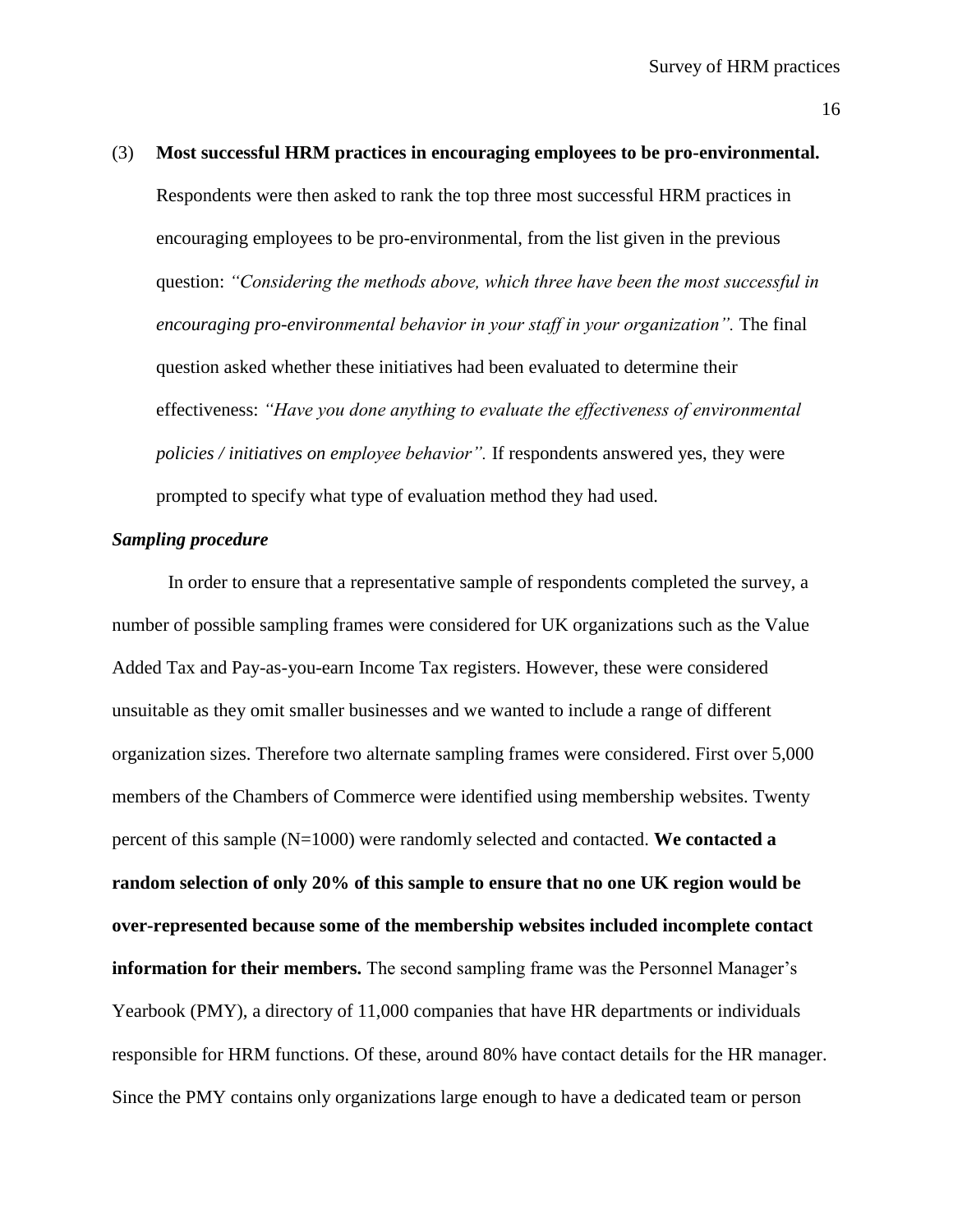(3) **Most successful HRM practices in encouraging employees to be pro-environmental.** Respondents were then asked to rank the top three most successful HRM practices in encouraging employees to be pro-environmental, from the list given in the previous question: *"Considering the methods above, which three have been the most successful in encouraging pro-environmental behavior in your staff in your organization".* The final question asked whether these initiatives had been evaluated to determine their effectiveness: *"Have you done anything to evaluate the effectiveness of environmental policies / initiatives on employee behavior".* If respondents answered yes, they were prompted to specify what type of evaluation method they had used.

***Sampling procedure***

In order to ensure that a representative sample of respondents completed the survey, a number of possible sampling frames were considered for UK organizations such as the Value Added Tax and Pay-as-you-earn Income Tax registers. However, these were considered unsuitable as they omit smaller businesses and we wanted to include a range of different organization sizes. Therefore two alternate sampling frames were considered. First over 5,000 members of the Chambers of Commerce were identified using membership websites. Twenty percent of this sample (N=1000) were randomly selected and contacted. **We contacted a random selection of only 20% of this sample to ensure that no one UK region would be over-represented because some of the membership websites included incomplete contact information for their members.** The second sampling frame was the Personnel Manager's Yearbook (PMY), a directory of 11,000 companies that have HR departments or individuals responsible for HRM functions. Of these, around 80% have contact details for the HR manager. Since the PMY contains only organizations large enough to have a dedicated team or person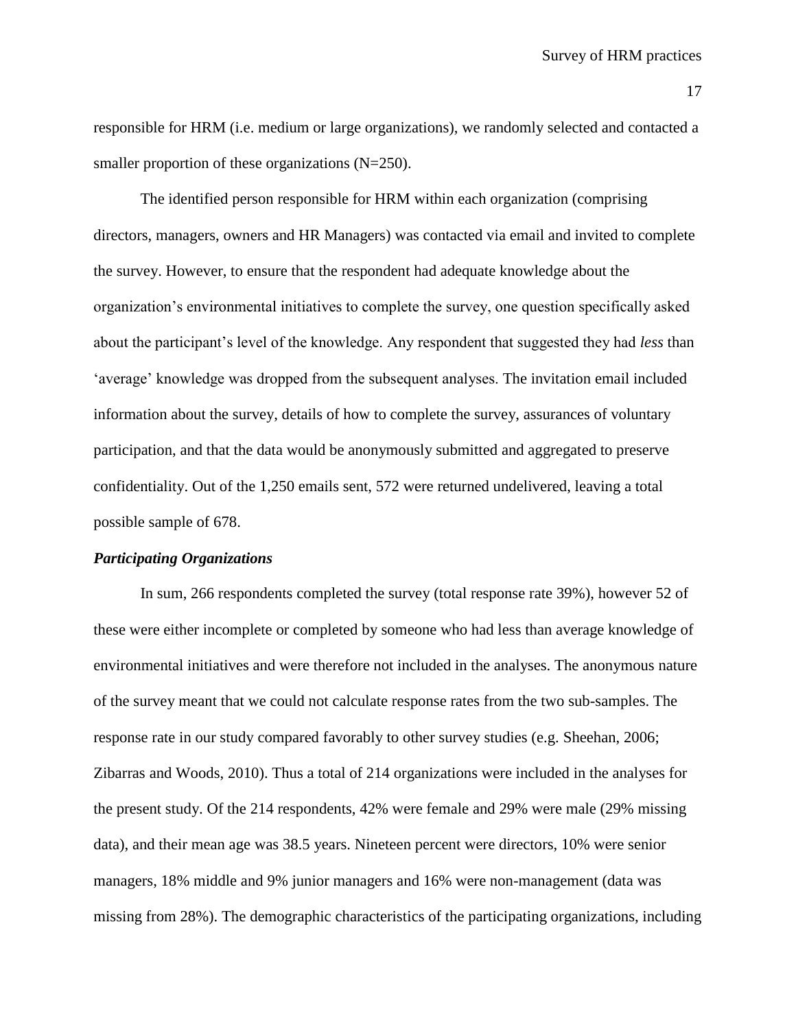responsible for HRM (i.e. medium or large organizations), we randomly selected and contacted a smaller proportion of these organizations (N=250).

The identified person responsible for HRM within each organization (comprising directors, managers, owners and HR Managers) was contacted via email and invited to complete the survey. However, to ensure that the respondent had adequate knowledge about the organization's environmental initiatives to complete the survey, one question specifically asked about the participant's level of the knowledge. Any respondent that suggested they had *less* than 'average' knowledge was dropped from the subsequent analyses. The invitation email included information about the survey, details of how to complete the survey, assurances of voluntary participation, and that the data would be anonymously submitted and aggregated to preserve confidentiality. Out of the 1,250 emails sent, 572 were returned undelivered, leaving a total possible sample of 678.

### *Participating Organizations*

In sum, 266 respondents completed the survey (total response rate 39%), however 52 of these were either incomplete or completed by someone who had less than average knowledge of environmental initiatives and were therefore not included in the analyses. The anonymous nature of the survey meant that we could not calculate response rates from the two sub-samples. The response rate in our study compared favorably to other survey studies (e.g. Sheehan, 2006; Zibarras and Woods, 2010). Thus a total of 214 organizations were included in the analyses for the present study. Of the 214 respondents, 42% were female and 29% were male (29% missing data), and their mean age was 38.5 years. Nineteen percent were directors, 10% were senior managers, 18% middle and 9% junior managers and 16% were non-management (data was missing from 28%). The demographic characteristics of the participating organizations, including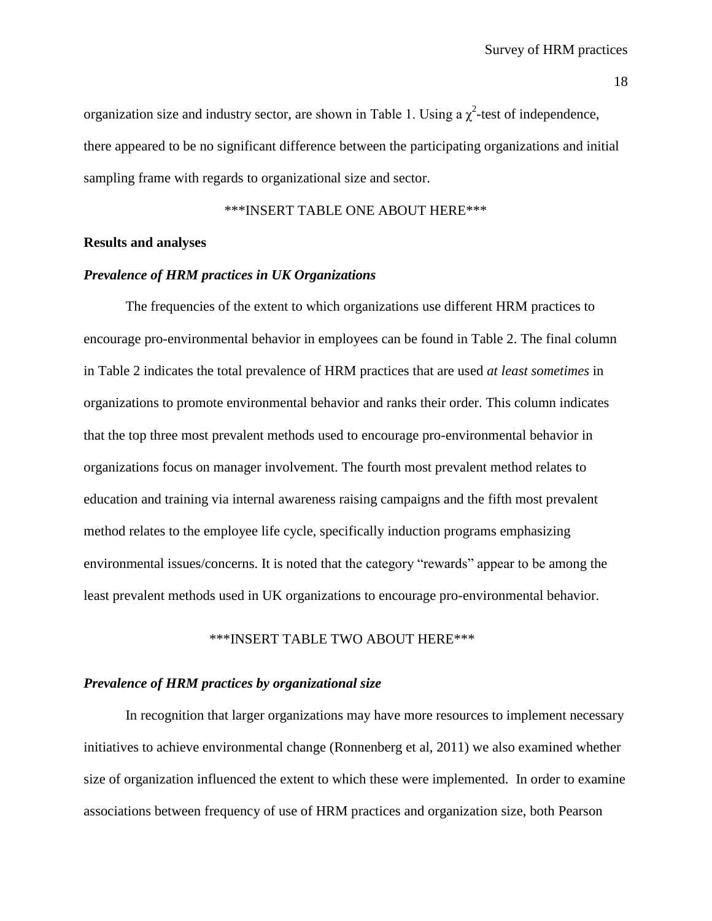organization size and industry sector, are shown in Table 1. Using a $\chi^2$-test of independence, there appeared to be no significant difference between the participating organizations and initial sampling frame with regards to organizational size and sector.

***INSERT TABLE ONE ABOUT HERE***

## Results and analyses

### *Prevalence of HRM practices in UK Organizations*

The frequencies of the extent to which organizations use different HRM practices to encourage pro-environmental behavior in employees can be found in Table 2. The final column in Table 2 indicates the total prevalence of HRM practices that are used *at least sometimes* in organizations to promote environmental behavior and ranks their order. This column indicates that the top three most prevalent methods used to encourage pro-environmental behavior in organizations focus on manager involvement. The fourth most prevalent method relates to education and training via internal awareness raising campaigns and the fifth most prevalent method relates to the employee life cycle, specifically induction programs emphasizing environmental issues/concerns. It is noted that the category "rewards" appear to be among the least prevalent methods used in UK organizations to encourage pro-environmental behavior.

***INSERT TABLE TWO ABOUT HERE***

### *Prevalence of HRM practices by organizational size*

In recognition that larger organizations may have more resources to implement necessary initiatives to achieve environmental change (Ronnenberg et al, 2011) we also examined whether size of organization influenced the extent to which these were implemented. In order to examine associations between frequency of use of HRM practices and organization size, both Pearson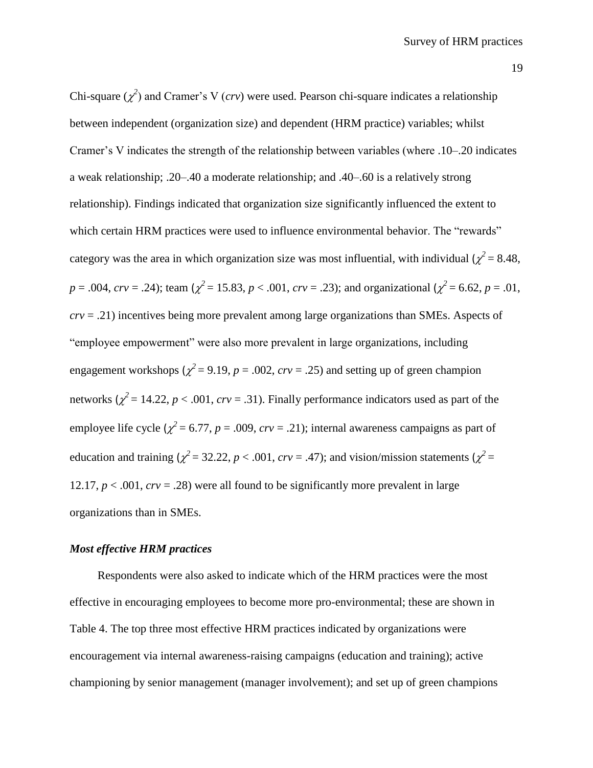Chi-square ($\chi^2$) and Cramer's V (*crv*) were used. Pearson chi-square indicates a relationship between independent (organization size) and dependent (HRM practice) variables; whilst Cramer's V indicates the strength of the relationship between variables (where .10–.20 indicates a weak relationship; .20–.40 a moderate relationship; and .40–.60 is a relatively strong relationship). Findings indicated that organization size significantly influenced the extent to which certain HRM practices were used to influence environmental behavior. The "rewards" category was the area in which organization size was most influential, with individual ($\chi^2 = 8.48$, $p = .004$, $crv = .24$); team ($\chi^2 = 15.83$, $p < .001$, $crv = .23$); and organizational ($\chi^2 = 6.62$, $p = .01$, $crv = .21$) incentives being more prevalent among large organizations than SMEs. Aspects of "employee empowerment" were also more prevalent in large organizations, including engagement workshops ($\chi^2 = 9.19$, $p = .002$, $crv = .25$) and setting up of green champion networks ($\chi^2 = 14.22$, $p < .001$, $crv = .31$). Finally performance indicators used as part of the employee life cycle ($\chi^2 = 6.77$, $p = .009$, $crv = .21$); internal awareness campaigns as part of education and training ($\chi^2 = 32.22$, $p < .001$, $crv = .47$); and vision/mission statements ($\chi^2 = 12.17$, $p < .001$, $crv = .28$) were all found to be significantly more prevalent in large organizations than in SMEs.

### *Most effective HRM practices*

Respondents were also asked to indicate which of the HRM practices were the most effective in encouraging employees to become more pro-environmental; these are shown in Table 4. The top three most effective HRM practices indicated by organizations were encouragement via internal awareness-raising campaigns (education and training); active championing by senior management (manager involvement); and set up of green champions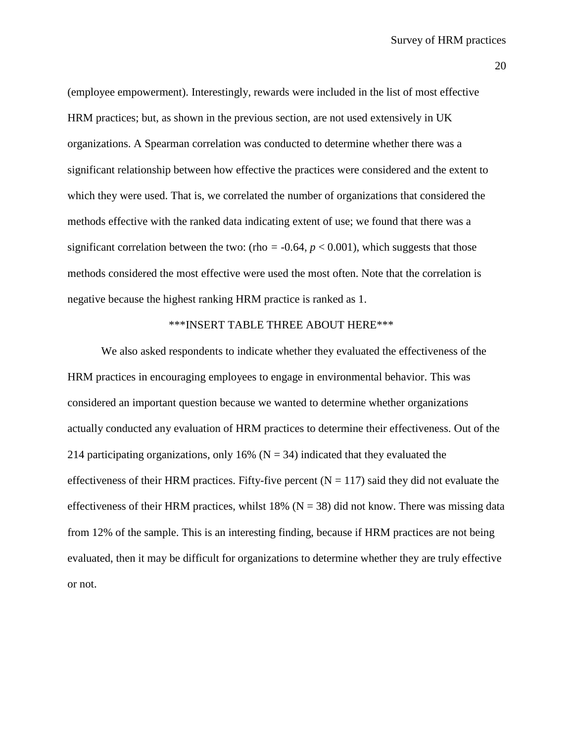(employee empowerment). Interestingly, rewards were included in the list of most effective HRM practices; but, as shown in the previous section, are not used extensively in UK organizations. A Spearman correlation was conducted to determine whether there was a significant relationship between how effective the practices were considered and the extent to which they were used. That is, we correlated the number of organizations that considered the methods effective with the ranked data indicating extent of use; we found that there was a significant correlation between the two: (rho = -0.64, $p < 0.001$), which suggests that those methods considered the most effective were used the most often. Note that the correlation is negative because the highest ranking HRM practice is ranked as 1.

***INSERT TABLE THREE ABOUT HERE***

We also asked respondents to indicate whether they evaluated the effectiveness of the HRM practices in encouraging employees to engage in environmental behavior. This was considered an important question because we wanted to determine whether organizations actually conducted any evaluation of HRM practices to determine their effectiveness. Out of the 214 participating organizations, only 16% (N = 34) indicated that they evaluated the effectiveness of their HRM practices. Fifty-five percent (N = 117) said they did not evaluate the effectiveness of their HRM practices, whilst 18% (N = 38) did not know. There was missing data from 12% of the sample. This is an interesting finding, because if HRM practices are not being evaluated, then it may be difficult for organizations to determine whether they are truly effective or not.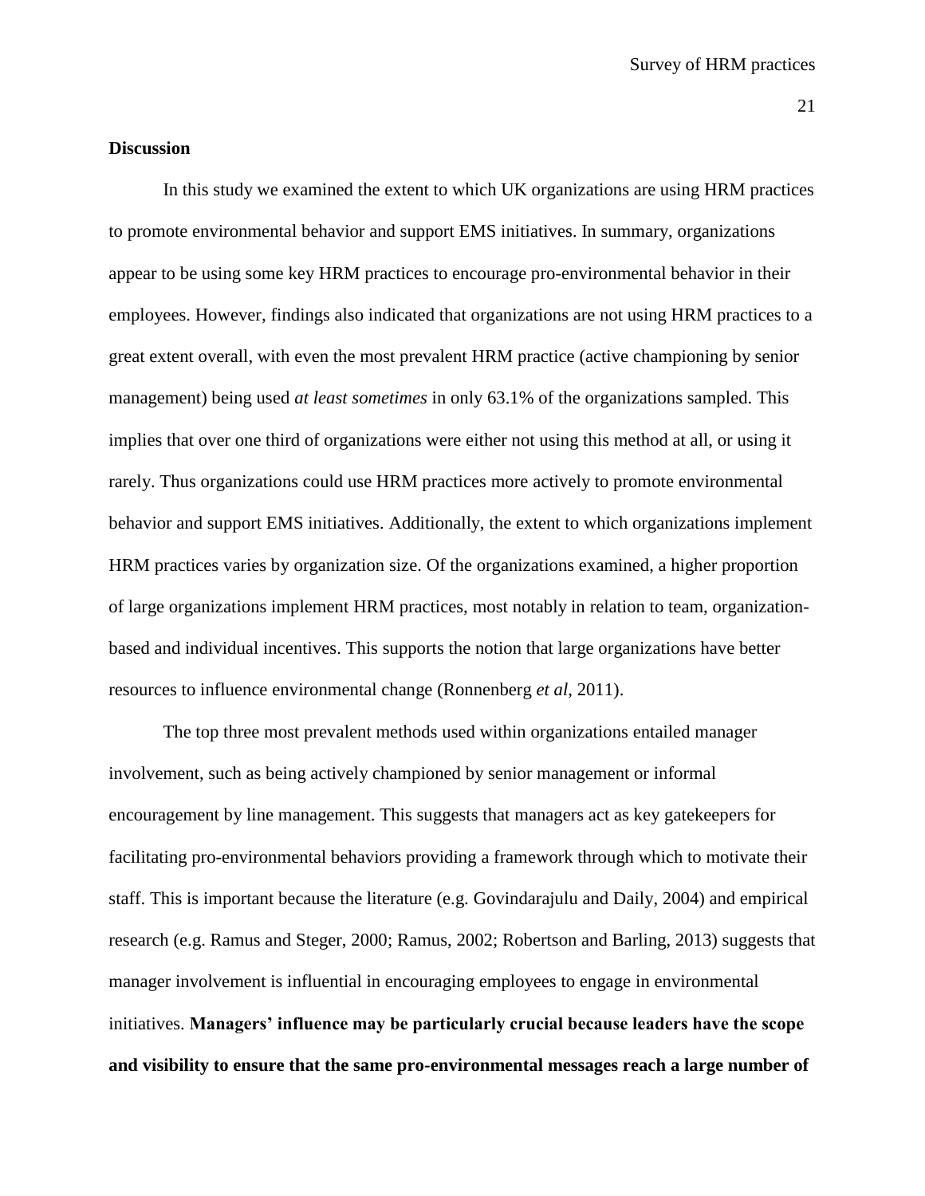## Discussion

In this study we examined the extent to which UK organizations are using HRM practices to promote environmental behavior and support EMS initiatives. In summary, organizations appear to be using some key HRM practices to encourage pro-environmental behavior in their employees. However, findings also indicated that organizations are not using HRM practices to a great extent overall, with even the most prevalent HRM practice (active championing by senior management) being used *at least sometimes* in only 63.1% of the organizations sampled. This implies that over one third of organizations were either not using this method at all, or using it rarely. Thus organizations could use HRM practices more actively to promote environmental behavior and support EMS initiatives. Additionally, the extent to which organizations implement HRM practices varies by organization size. Of the organizations examined, a higher proportion of large organizations implement HRM practices, most notably in relation to team, organization-based and individual incentives. This supports the notion that large organizations have better resources to influence environmental change (Ronnenberg *et al*, 2011).

The top three most prevalent methods used within organizations entailed manager involvement, such as being actively championed by senior management or informal encouragement by line management. This suggests that managers act as key gatekeepers for facilitating pro-environmental behaviors providing a framework through which to motivate their staff. This is important because the literature (e.g. Govindarajulu and Daily, 2004) and empirical research (e.g. Ramus and Steger, 2000; Ramus, 2002; Robertson and Barling, 2013) suggests that manager involvement is influential in encouraging employees to engage in environmental initiatives. **Managers' influence may be particularly crucial because leaders have the scope and visibility to ensure that the same pro-environmental messages reach a large number of**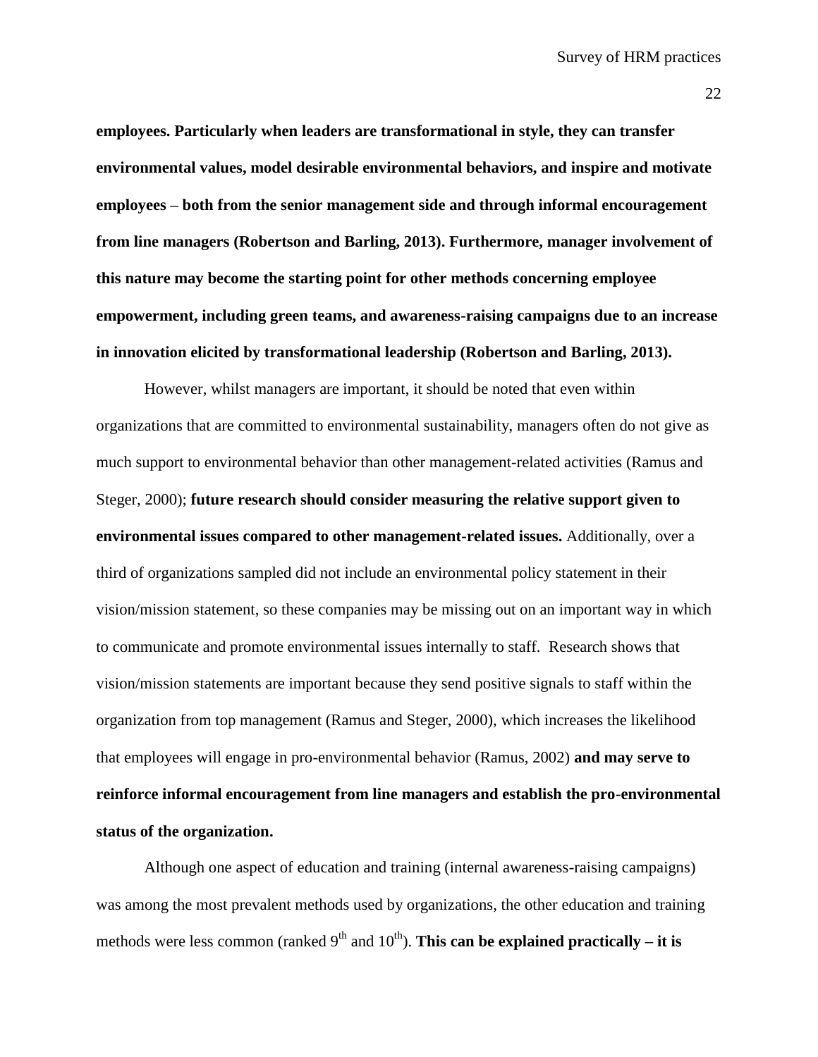**employees. Particularly when leaders are transformational in style, they can transfer environmental values, model desirable environmental behaviors, and inspire and motivate employees – both from the senior management side and through informal encouragement from line managers (Robertson and Barling, 2013). Furthermore, manager involvement of this nature may become the starting point for other methods concerning employee empowerment, including green teams, and awareness-raising campaigns due to an increase in innovation elicited by transformational leadership (Robertson and Barling, 2013).**

However, whilst managers are important, it should be noted that even within organizations that are committed to environmental sustainability, managers often do not give as much support to environmental behavior than other management-related activities (Ramus and Steger, 2000); **future research should consider measuring the relative support given to environmental issues compared to other management-related issues.** Additionally, over a third of organizations sampled did not include an environmental policy statement in their vision/mission statement, so these companies may be missing out on an important way in which to communicate and promote environmental issues internally to staff. Research shows that vision/mission statements are important because they send positive signals to staff within the organization from top management (Ramus and Steger, 2000), which increases the likelihood that employees will engage in pro-environmental behavior (Ramus, 2002) **and may serve to reinforce informal encouragement from line managers and establish the pro-environmental status of the organization.**

Although one aspect of education and training (internal awareness-raising campaigns) was among the most prevalent methods used by organizations, the other education and training methods were less common (ranked 9th and 10th). **This can be explained practically – it is**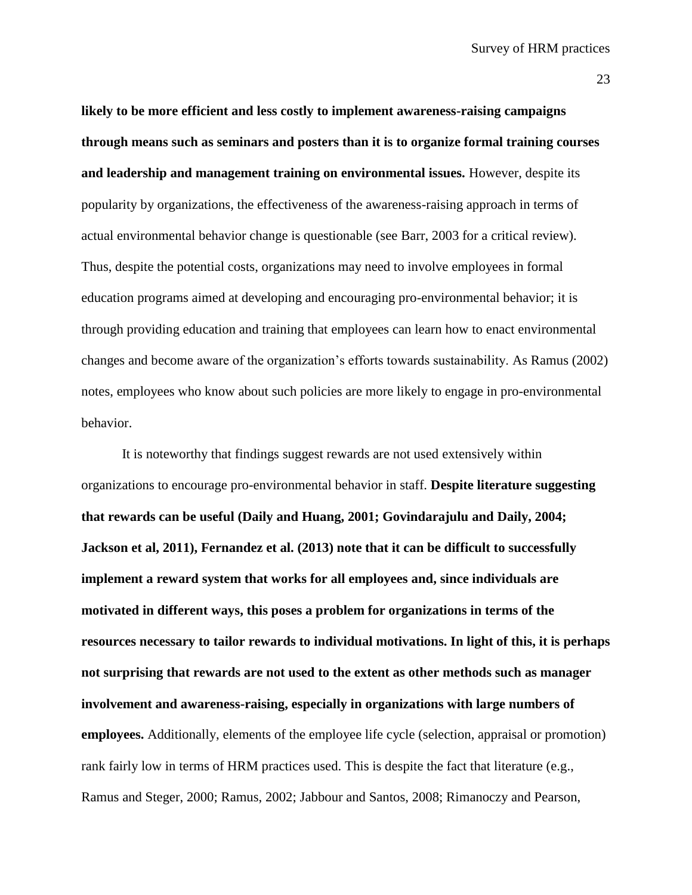**likely to be more efficient and less costly to implement awareness-raising campaigns through means such as seminars and posters than it is to organize formal training courses and leadership and management training on environmental issues.** However, despite its popularity by organizations, the effectiveness of the awareness-raising approach in terms of actual environmental behavior change is questionable (see Barr, 2003 for a critical review). Thus, despite the potential costs, organizations may need to involve employees in formal education programs aimed at developing and encouraging pro-environmental behavior; it is through providing education and training that employees can learn how to enact environmental changes and become aware of the organization's efforts towards sustainability. As Ramus (2002) notes, employees who know about such policies are more likely to engage in pro-environmental behavior.

It is noteworthy that findings suggest rewards are not used extensively within organizations to encourage pro-environmental behavior in staff. **Despite literature suggesting that rewards can be useful (Daily and Huang, 2001; Govindarajulu and Daily, 2004; Jackson et al, 2011), Fernandez et al. (2013) note that it can be difficult to successfully implement a reward system that works for all employees and, since individuals are motivated in different ways, this poses a problem for organizations in terms of the resources necessary to tailor rewards to individual motivations. In light of this, it is perhaps not surprising that rewards are not used to the extent as other methods such as manager involvement and awareness-raising, especially in organizations with large numbers of employees.** Additionally, elements of the employee life cycle (selection, appraisal or promotion) rank fairly low in terms of HRM practices used. This is despite the fact that literature (e.g., Ramus and Steger, 2000; Ramus, 2002; Jabbour and Santos, 2008; Rimanoczy and Pearson,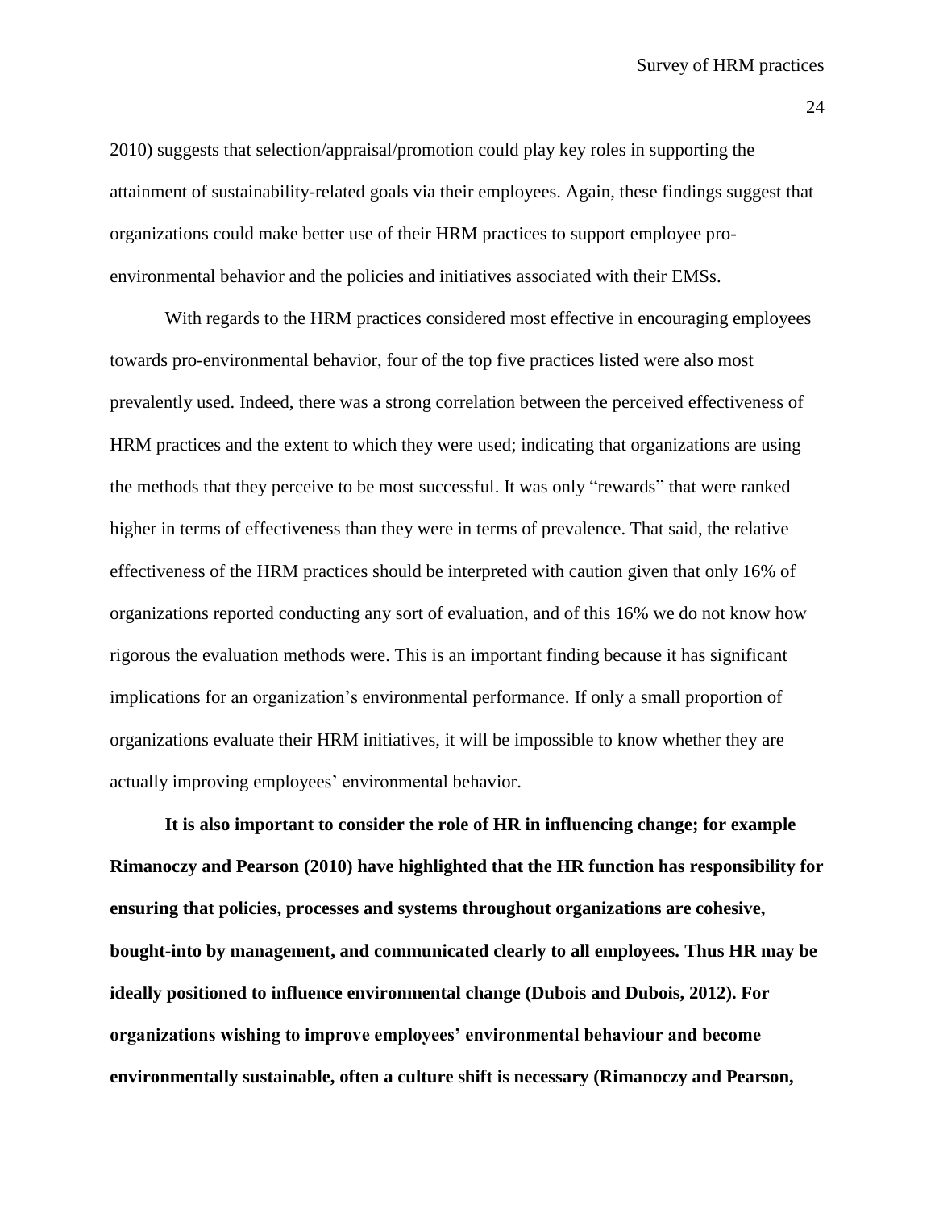2010) suggests that selection/appraisal/promotion could play key roles in supporting the attainment of sustainability-related goals via their employees. Again, these findings suggest that organizations could make better use of their HRM practices to support employee pro-environmental behavior and the policies and initiatives associated with their EMSs.

With regards to the HRM practices considered most effective in encouraging employees towards pro-environmental behavior, four of the top five practices listed were also most prevalently used. Indeed, there was a strong correlation between the perceived effectiveness of HRM practices and the extent to which they were used; indicating that organizations are using the methods that they perceive to be most successful. It was only "rewards" that were ranked higher in terms of effectiveness than they were in terms of prevalence. That said, the relative effectiveness of the HRM practices should be interpreted with caution given that only 16% of organizations reported conducting any sort of evaluation, and of this 16% we do not know how rigorous the evaluation methods were. This is an important finding because it has significant implications for an organization's environmental performance. If only a small proportion of organizations evaluate their HRM initiatives, it will be impossible to know whether they are actually improving employees' environmental behavior.

**It is also important to consider the role of HR in influencing change; for example Rimanoczy and Pearson (2010) have highlighted that the HR function has responsibility for ensuring that policies, processes and systems throughout organizations are cohesive, bought-into by management, and communicated clearly to all employees. Thus HR may be ideally positioned to influence environmental change (Dubois and Dubois, 2012). For organizations wishing to improve employees' environmental behaviour and become environmentally sustainable, often a culture shift is necessary (Rimanoczy and Pearson,**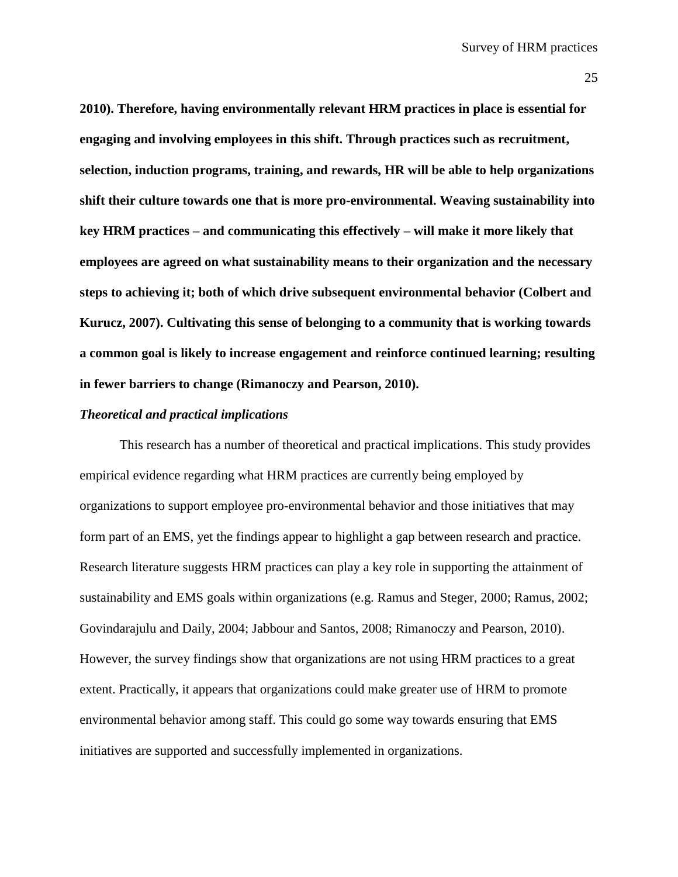**2010). Therefore, having environmentally relevant HRM practices in place is essential for engaging and involving employees in this shift. Through practices such as recruitment, selection, induction programs, training, and rewards, HR will be able to help organizations shift their culture towards one that is more pro-environmental. Weaving sustainability into key HRM practices – and communicating this effectively – will make it more likely that employees are agreed on what sustainability means to their organization and the necessary steps to achieving it; both of which drive subsequent environmental behavior (Colbert and Kurucz, 2007). Cultivating this sense of belonging to a community that is working towards a common goal is likely to increase engagement and reinforce continued learning; resulting in fewer barriers to change (Rimanoczy and Pearson, 2010).**

***Theoretical and practical implications***

This research has a number of theoretical and practical implications. This study provides empirical evidence regarding what HRM practices are currently being employed by organizations to support employee pro-environmental behavior and those initiatives that may form part of an EMS, yet the findings appear to highlight a gap between research and practice. Research literature suggests HRM practices can play a key role in supporting the attainment of sustainability and EMS goals within organizations (e.g. Ramus and Steger, 2000; Ramus, 2002; Govindarajulu and Daily, 2004; Jabbour and Santos, 2008; Rimanoczy and Pearson, 2010). However, the survey findings show that organizations are not using HRM practices to a great extent. Practically, it appears that organizations could make greater use of HRM to promote environmental behavior among staff. This could go some way towards ensuring that EMS initiatives are supported and successfully implemented in organizations.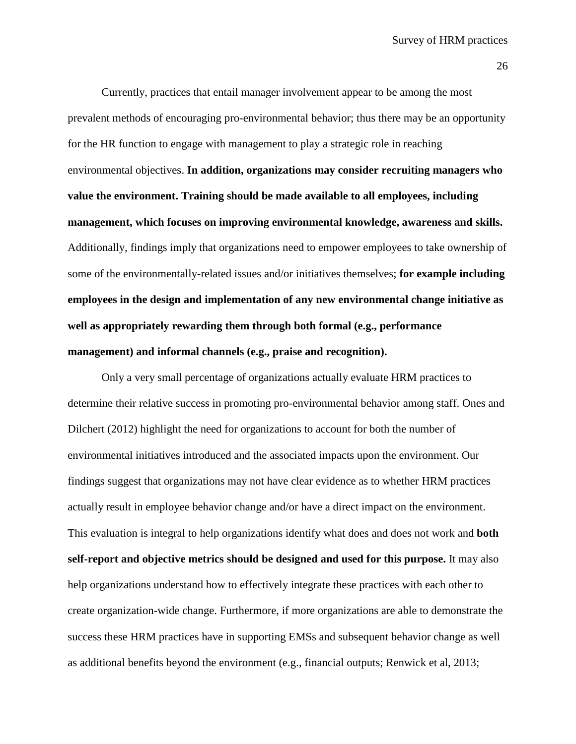Currently, practices that entail manager involvement appear to be among the most prevalent methods of encouraging pro-environmental behavior; thus there may be an opportunity for the HR function to engage with management to play a strategic role in reaching environmental objectives. **In addition, organizations may consider recruiting managers who value the environment. Training should be made available to all employees, including management, which focuses on improving environmental knowledge, awareness and skills.** Additionally, findings imply that organizations need to empower employees to take ownership of some of the environmentally-related issues and/or initiatives themselves; **for example including employees in the design and implementation of any new environmental change initiative as well as appropriately rewarding them through both formal (e.g., performance management) and informal channels (e.g., praise and recognition).**

Only a very small percentage of organizations actually evaluate HRM practices to determine their relative success in promoting pro-environmental behavior among staff. Ones and Dilchert (2012) highlight the need for organizations to account for both the number of environmental initiatives introduced and the associated impacts upon the environment. Our findings suggest that organizations may not have clear evidence as to whether HRM practices actually result in employee behavior change and/or have a direct impact on the environment. This evaluation is integral to help organizations identify what does and does not work and **both self-report and objective metrics should be designed and used for this purpose.** It may also help organizations understand how to effectively integrate these practices with each other to create organization-wide change. Furthermore, if more organizations are able to demonstrate the success these HRM practices have in supporting EMSs and subsequent behavior change as well as additional benefits beyond the environment (e.g., financial outputs; Renwick et al, 2013;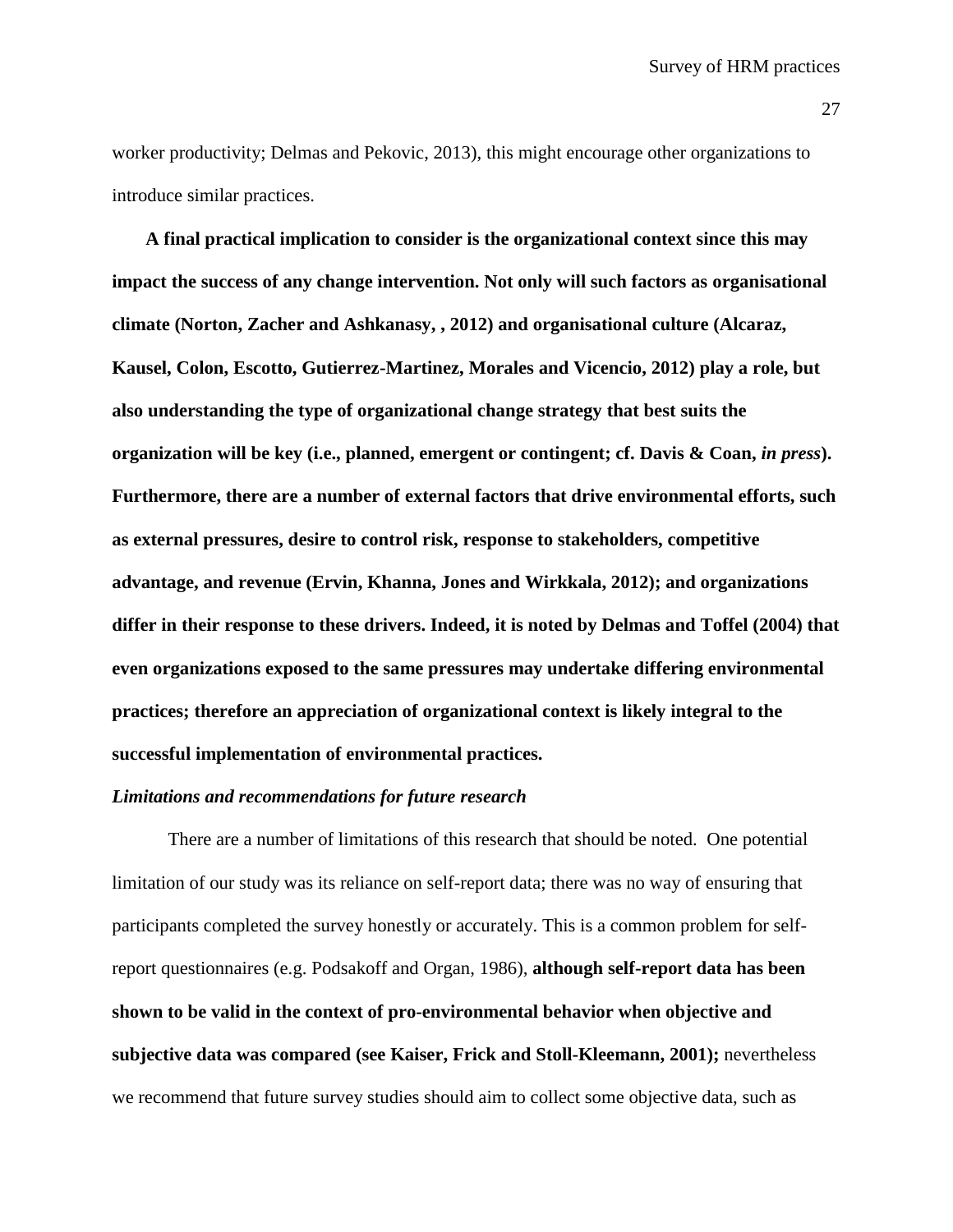worker productivity; Delmas and Pekovic, 2013), this might encourage other organizations to introduce similar practices.

**A final practical implication to consider is the organizational context since this may impact the success of any change intervention. Not only will such factors as organisational climate (Norton, Zacher and Ashkanasy, , 2012) and organisational culture (Alcaraz, Kausel, Colon, Escotto, Gutierrez-Martinez, Morales and Vicencio, 2012) play a role, but also understanding the type of organizational change strategy that best suits the organization will be key (i.e., planned, emergent or contingent; cf. Davis & Coan, *in press*). Furthermore, there are a number of external factors that drive environmental efforts, such as external pressures, desire to control risk, response to stakeholders, competitive advantage, and revenue (Ervin, Khanna, Jones and Wirkkala, 2012); and organizations differ in their response to these drivers. Indeed, it is noted by Delmas and Toffel (2004) that even organizations exposed to the same pressures may undertake differing environmental practices; therefore an appreciation of organizational context is likely integral to the successful implementation of environmental practices.**

***Limitations and recommendations for future research***

There are a number of limitations of this research that should be noted. One potential limitation of our study was its reliance on self-report data; there was no way of ensuring that participants completed the survey honestly or accurately. This is a common problem for self-report questionnaires (e.g. Podsakoff and Organ, 1986), **although self-report data has been shown to be valid in the context of pro-environmental behavior when objective and subjective data was compared (see Kaiser, Frick and Stoll-Kleemann, 2001);** nevertheless we recommend that future survey studies should aim to collect some objective data, such as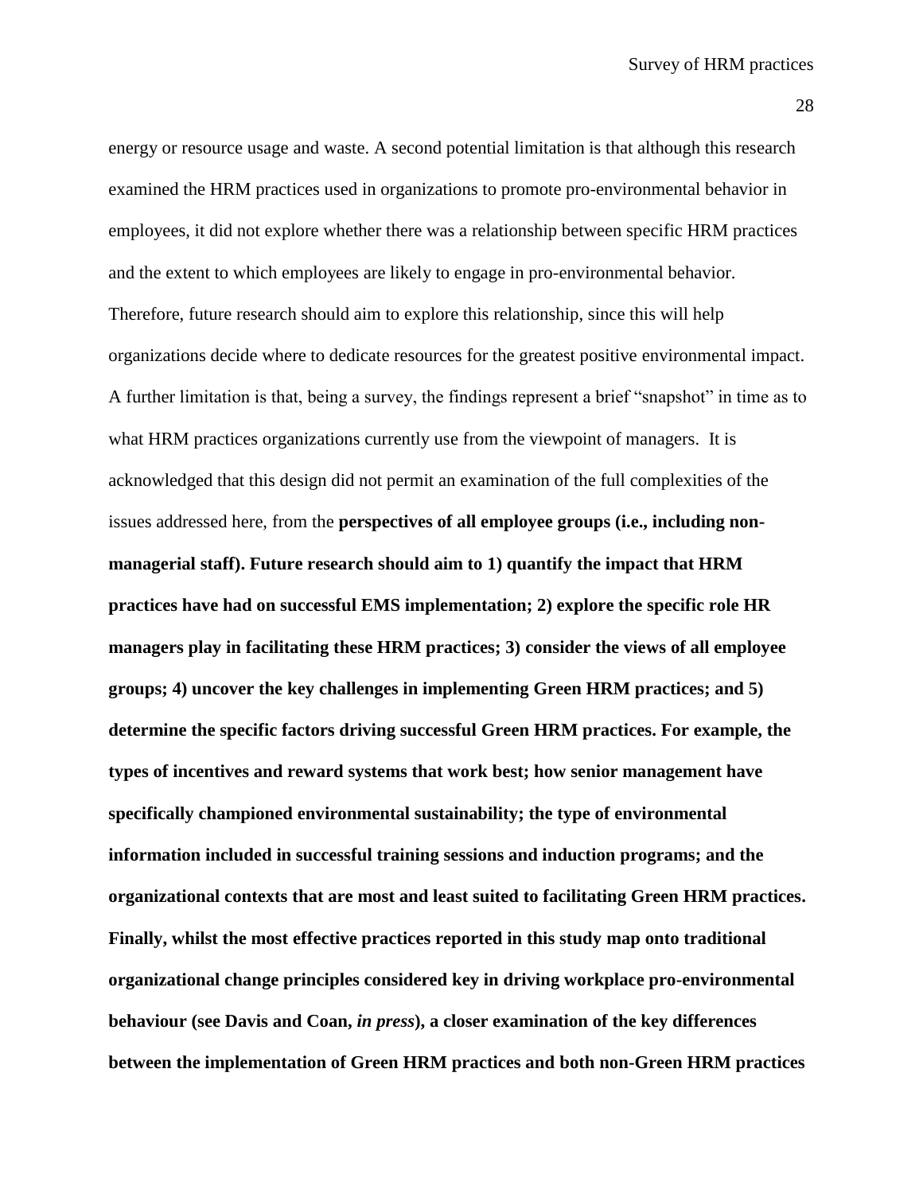energy or resource usage and waste. A second potential limitation is that although this research examined the HRM practices used in organizations to promote pro-environmental behavior in employees, it did not explore whether there was a relationship between specific HRM practices and the extent to which employees are likely to engage in pro-environmental behavior. Therefore, future research should aim to explore this relationship, since this will help organizations decide where to dedicate resources for the greatest positive environmental impact. A further limitation is that, being a survey, the findings represent a brief "snapshot" in time as to what HRM practices organizations currently use from the viewpoint of managers. It is acknowledged that this design did not permit an examination of the full complexities of the issues addressed here, from the **perspectives of all employee groups (i.e., including non-managerial staff). Future research should aim to 1) quantify the impact that HRM practices have had on successful EMS implementation; 2) explore the specific role HR managers play in facilitating these HRM practices; 3) consider the views of all employee groups; 4) uncover the key challenges in implementing Green HRM practices; and 5) determine the specific factors driving successful Green HRM practices. For example, the types of incentives and reward systems that work best; how senior management have specifically championed environmental sustainability; the type of environmental information included in successful training sessions and induction programs; and the organizational contexts that are most and least suited to facilitating Green HRM practices. Finally, whilst the most effective practices reported in this study map onto traditional organizational change principles considered key in driving workplace pro-environmental behaviour (see Davis and Coan, *in press*), a closer examination of the key differences between the implementation of Green HRM practices and both non-Green HRM practices**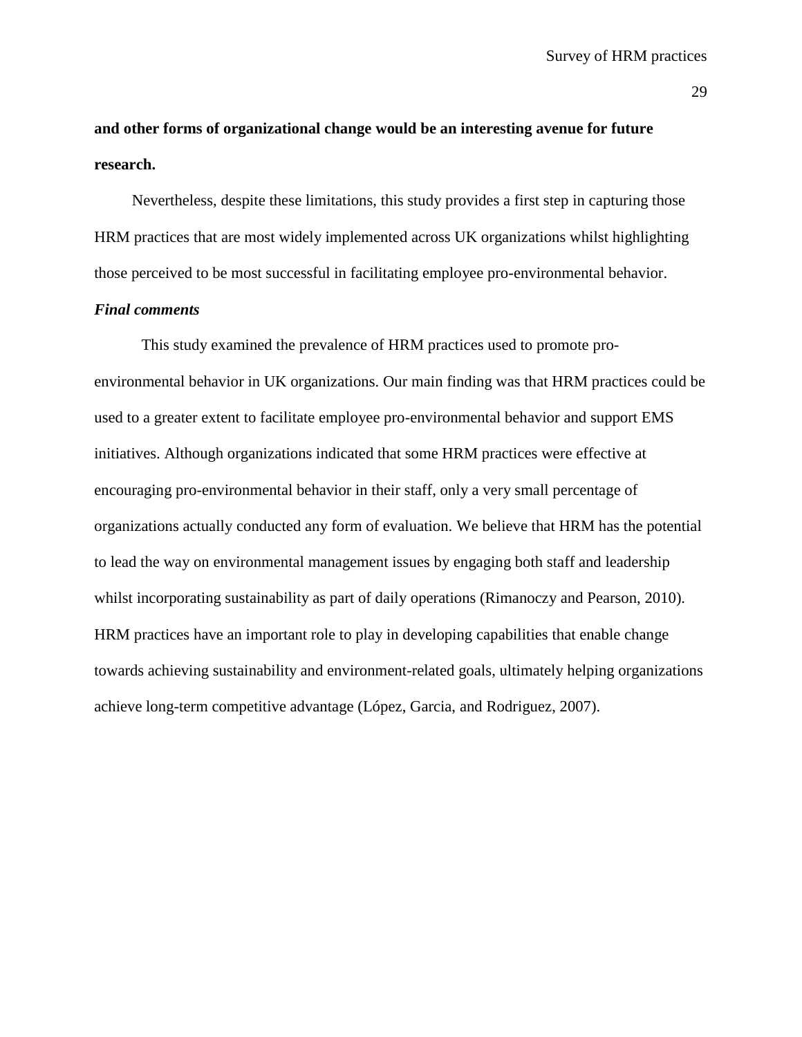**and other forms of organizational change would be an interesting avenue for future research.**

Nevertheless, despite these limitations, this study provides a first step in capturing those HRM practices that are most widely implemented across UK organizations whilst highlighting those perceived to be most successful in facilitating employee pro-environmental behavior.

***Final comments***

This study examined the prevalence of HRM practices used to promote pro-environmental behavior in UK organizations. Our main finding was that HRM practices could be used to a greater extent to facilitate employee pro-environmental behavior and support EMS initiatives. Although organizations indicated that some HRM practices were effective at encouraging pro-environmental behavior in their staff, only a very small percentage of organizations actually conducted any form of evaluation. We believe that HRM has the potential to lead the way on environmental management issues by engaging both staff and leadership whilst incorporating sustainability as part of daily operations (Rimanoczy and Pearson, 2010). HRM practices have an important role to play in developing capabilities that enable change towards achieving sustainability and environment-related goals, ultimately helping organizations achieve long-term competitive advantage (López, Garcia, and Rodriguez, 2007).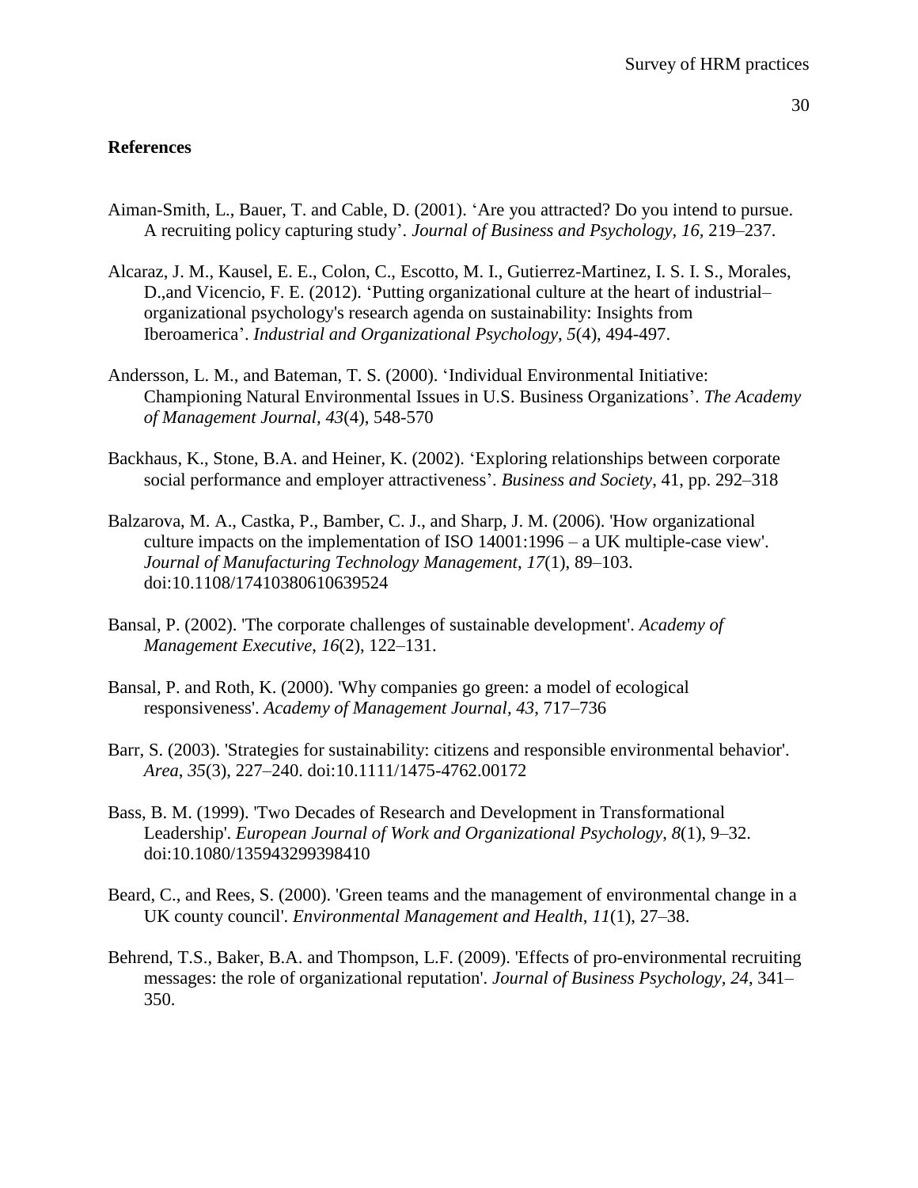## References

Aiman-Smith, L., Bauer, T. and Cable, D. (2001). ‘Are you attracted? Do you intend to pursue. A recruiting policy capturing study’. *Journal of Business and Psychology, 16,* 219–237.

Alcaraz, J. M., Kausel, E. E., Colon, C., Escotto, M. I., Gutierrez-Martinez, I. S. I. S., Morales, D.,and Vicencio, F. E. (2012). ‘Putting organizational culture at the heart of industrial–organizational psychology's research agenda on sustainability: Insights from Iberoamerica’. *Industrial and Organizational Psychology*, *5*(4), 494-497.

Andersson, L. M., and Bateman, T. S. (2000). ‘Individual Environmental Initiative: Championing Natural Environmental Issues in U.S. Business Organizations’. *The Academy of Management Journal*, *43*(4), 548-570

Backhaus, K., Stone, B.A. and Heiner, K. (2002). ‘Exploring relationships between corporate social performance and employer attractiveness’. *Business and Society*, 41, pp. 292–318

Balzarova, M. A., Castka, P., Bamber, C. J., and Sharp, J. M. (2006). 'How organizational culture impacts on the implementation of ISO 14001:1996 – a UK multiple-case view'. *Journal of Manufacturing Technology Management*, *17*(1), 89–103. doi:10.1108/17410380610639524

Bansal, P. (2002). 'The corporate challenges of sustainable development'. *Academy of Management Executive*, *16*(2), 122–131.

Bansal, P. and Roth, K. (2000). 'Why companies go green: a model of ecological responsiveness'. *Academy of Management Journal, 43*, 717–736

Barr, S. (2003). 'Strategies for sustainability: citizens and responsible environmental behavior'. *Area*, *35*(3), 227–240. doi:10.1111/1475-4762.00172

Bass, B. M. (1999). 'Two Decades of Research and Development in Transformational Leadership'. *European Journal of Work and Organizational Psychology*, *8*(1), 9–32. doi:10.1080/135943299398410

Beard, C., and Rees, S. (2000). 'Green teams and the management of environmental change in a UK county council'. *Environmental Management and Health*, *11*(1), 27–38.

Behrend, T.S., Baker, B.A. and Thompson, L.F. (2009). 'Effects of pro-environmental recruiting messages: the role of organizational reputation'. *Journal of Business Psychology*, *24*, 341–350.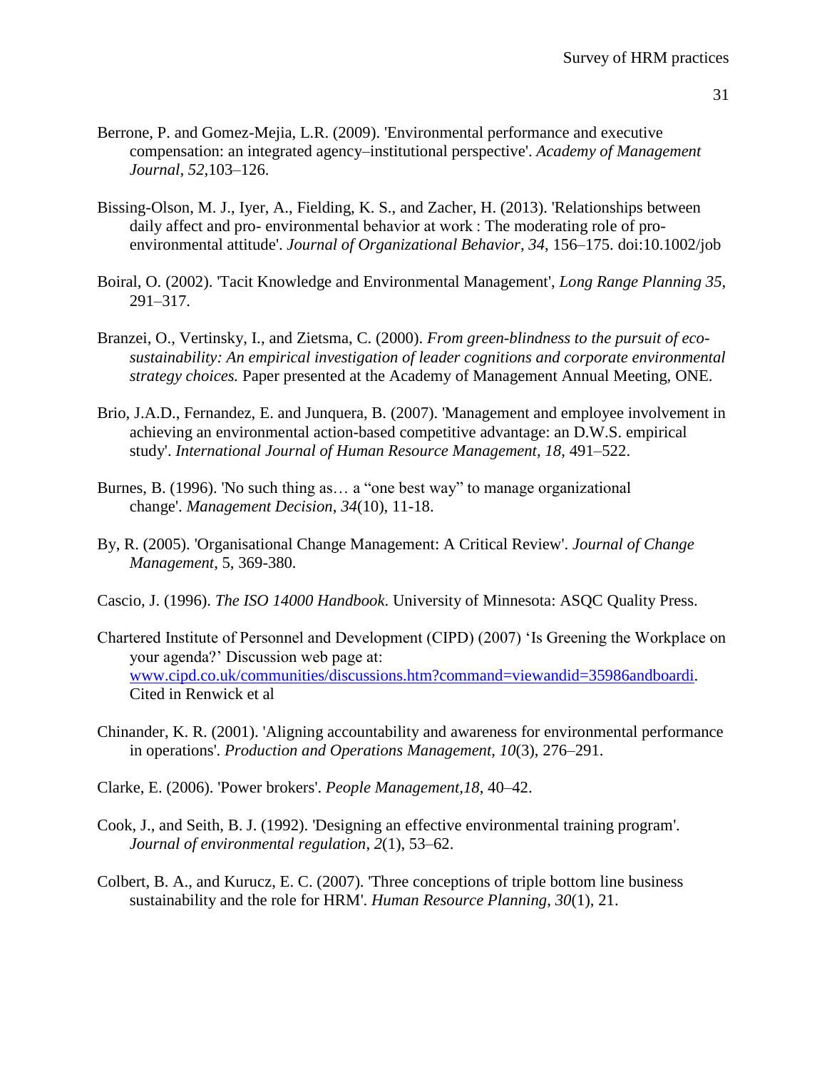Berrone, P. and Gomez-Mejia, L.R. (2009). 'Environmental performance and executive compensation: an integrated agency–institutional perspective'. *Academy of Management Journal*, *52*,103–126.

Bissing-Olson, M. J., Iyer, A., Fielding, K. S., and Zacher, H. (2013). 'Relationships between daily affect and pro- environmental behavior at work : The moderating role of pro-environmental attitude'. *Journal of Organizational Behavior*, *34*, 156–175. doi:10.1002/job

Boiral, O. (2002). 'Tacit Knowledge and Environmental Management', *Long Range Planning 35*, 291–317.

Branzei, O., Vertinsky, I., and Zietsma, C. (2000). *From green-blindness to the pursuit of eco-sustainability: An empirical investigation of leader cognitions and corporate environmental strategy choices.* Paper presented at the Academy of Management Annual Meeting, ONE.

Brio, J.A.D., Fernandez, E. and Junquera, B. (2007). 'Management and employee involvement in achieving an environmental action-based competitive advantage: an D.W.S. empirical study'. *International Journal of Human Resource Management*, *18*, 491–522.

Burnes, B. (1996). 'No such thing as… a "one best way" to manage organizational change'. *Management Decision*, *34*(10), 11-18.

By, R. (2005). 'Organisational Change Management: A Critical Review'. *Journal of Change Management*, 5, 369-380.

Cascio, J. (1996). *The ISO 14000 Handbook*. University of Minnesota: ASQC Quality Press.

Chartered Institute of Personnel and Development (CIPD) (2007) 'Is Greening the Workplace on your agenda?' Discussion web page at: www.cipd.co.uk/communities/discussions.htm?command=viewandid=35986andboardi. Cited in Renwick et al

Chinander, K. R. (2001). 'Aligning accountability and awareness for environmental performance in operations'. *Production and Operations Management*, *10*(3), 276–291.

Clarke, E. (2006). 'Power brokers'. *People Management,18*, 40–42.

Cook, J., and Seith, B. J. (1992). 'Designing an effective environmental training program'. *Journal of environmental regulation*, *2*(1), 53–62.

Colbert, B. A., and Kurucz, E. C. (2007). 'Three conceptions of triple bottom line business sustainability and the role for HRM'. *Human Resource Planning*, *30*(1), 21.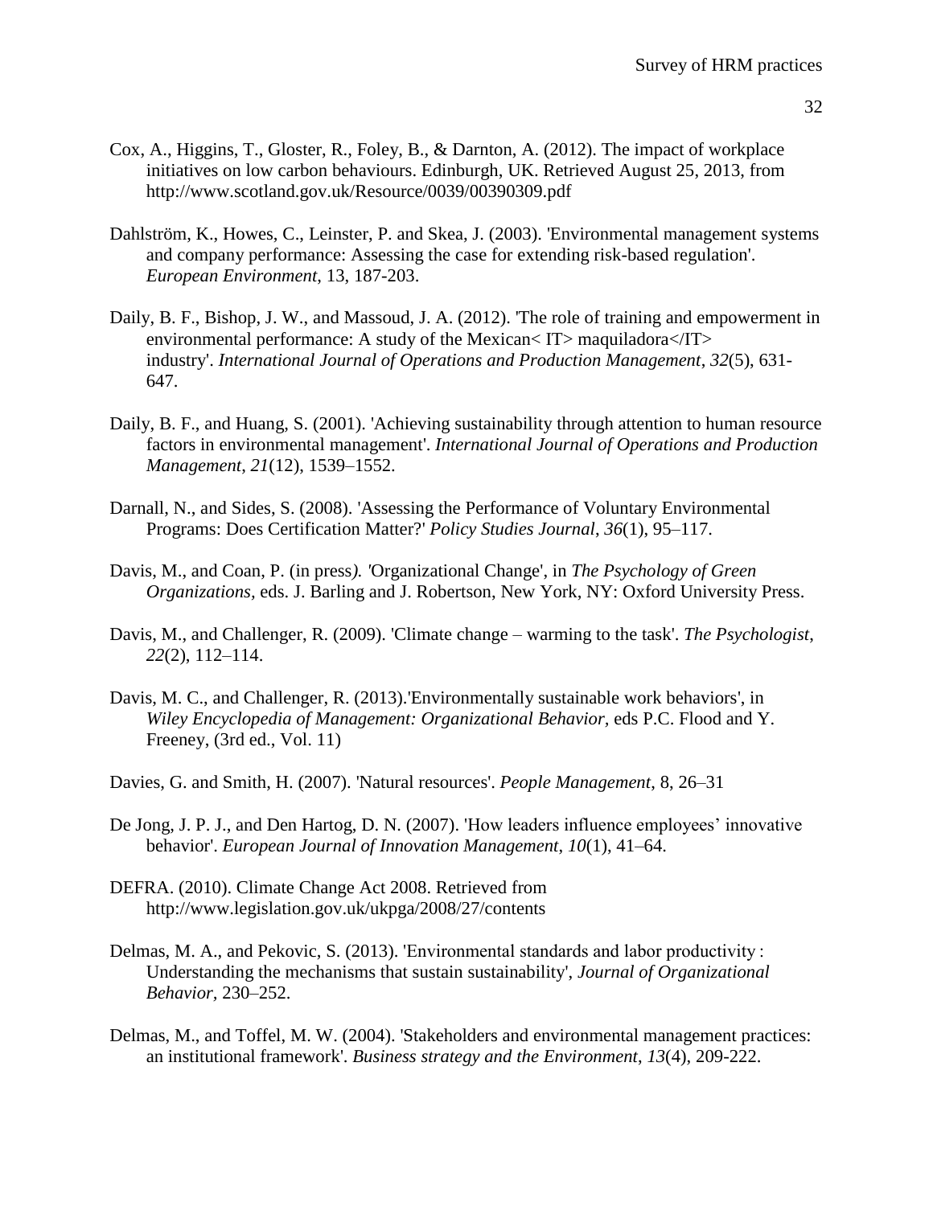Cox, A., Higgins, T., Gloster, R., Foley, B., & Darnton, A. (2012). The impact of workplace initiatives on low carbon behaviours. Edinburgh, UK. Retrieved August 25, 2013, from http://www.scotland.gov.uk/Resource/0039/00390309.pdf

Dahlström, K., Howes, C., Leinster, P. and Skea, J. (2003). 'Environmental management systems and company performance: Assessing the case for extending risk-based regulation'. *European Environment*, 13, 187-203.

Daily, B. F., Bishop, J. W., and Massoud, J. A. (2012). 'The role of training and empowerment in environmental performance: A study of the Mexican< IT> maquiladora</IT> industry'. *International Journal of Operations and Production Management*, *32*(5), 631-647.

Daily, B. F., and Huang, S. (2001). 'Achieving sustainability through attention to human resource factors in environmental management'. *International Journal of Operations and Production Management*, *21*(12), 1539–1552.

Darnall, N., and Sides, S. (2008). 'Assessing the Performance of Voluntary Environmental Programs: Does Certification Matter?' *Policy Studies Journal*, *36*(1), 95–117.

Davis, M., and Coan, P. (in press*). '*Organizational Change', in *The Psychology of Green Organizations,* eds. J. Barling and J. Robertson, New York, NY: Oxford University Press.

Davis, M., and Challenger, R. (2009). 'Climate change – warming to the task'. *The Psychologist*, *22*(2), 112–114.

Davis, M. C., and Challenger, R. (2013).'Environmentally sustainable work behaviors', in *Wiley Encyclopedia of Management: Organizational Behavior,* eds P.C. Flood and Y. Freeney, (3rd ed., Vol. 11)

Davies, G. and Smith, H. (2007). 'Natural resources'. *People Management*, 8, 26–31

De Jong, J. P. J., and Den Hartog, D. N. (2007). 'How leaders influence employees' innovative behavior'. *European Journal of Innovation Management*, *10*(1), 41–64.

DEFRA. (2010). Climate Change Act 2008. Retrieved from http://www.legislation.gov.uk/ukpga/2008/27/contents

Delmas, M. A., and Pekovic, S. (2013). 'Environmental standards and labor productivity : Understanding the mechanisms that sustain sustainability', *Journal of Organizational Behavior,* 230–252.

Delmas, M., and Toffel, M. W. (2004). 'Stakeholders and environmental management practices: an institutional framework'. *Business strategy and the Environment*, *13*(4), 209-222.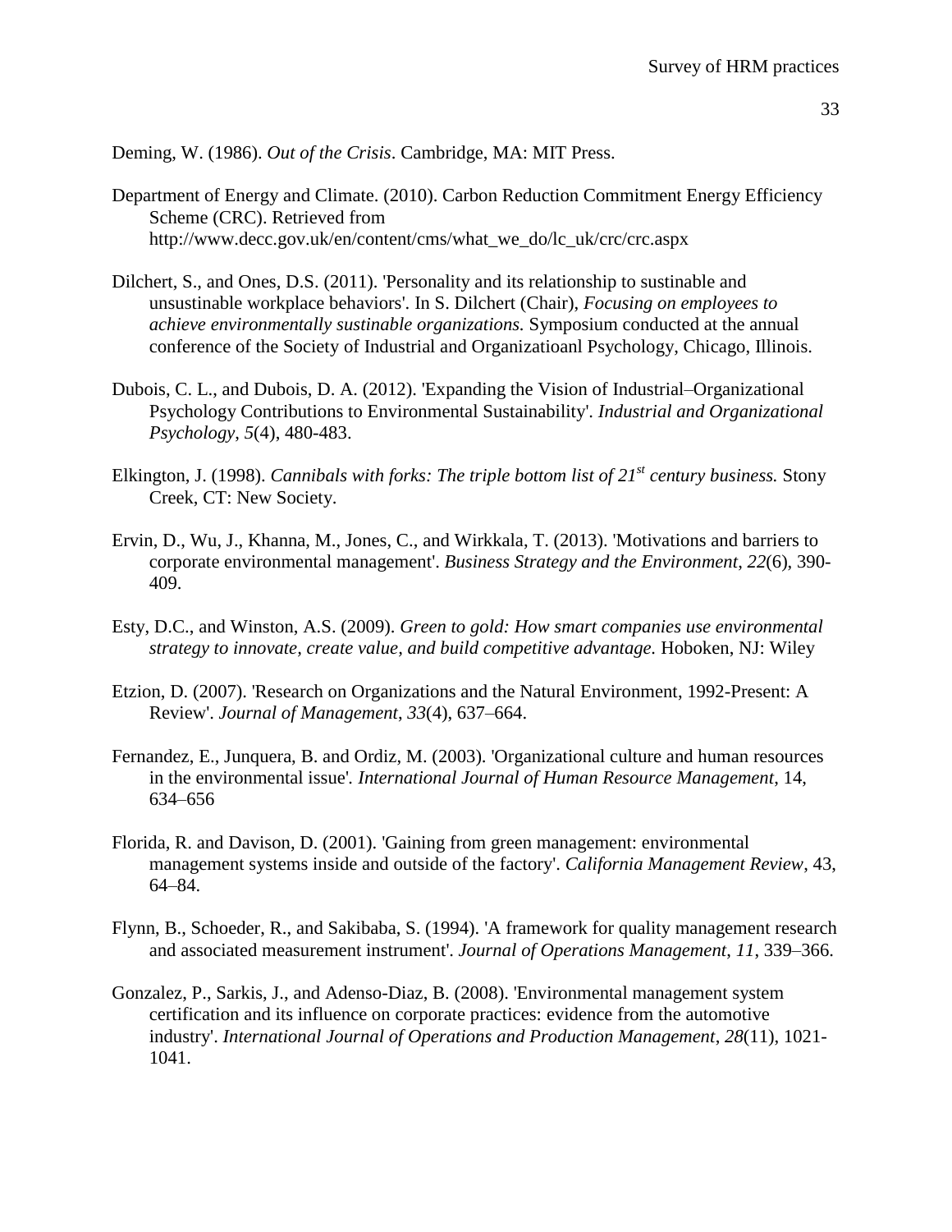Deming, W. (1986). *Out of the Crisis*. Cambridge, MA: MIT Press.

Department of Energy and Climate. (2010). Carbon Reduction Commitment Energy Efficiency Scheme (CRC). Retrieved from http://www.decc.gov.uk/en/content/cms/what_we_do/lc_uk/crc/crc.aspx

Dilchert, S., and Ones, D.S. (2011). 'Personality and its relationship to sustinable and unsustinable workplace behaviors'. In S. Dilchert (Chair), *Focusing on employees to achieve environmentally sustinable organizations.* Symposium conducted at the annual conference of the Society of Industrial and Organizatioanl Psychology, Chicago, Illinois.

Dubois, C. L., and Dubois, D. A. (2012). 'Expanding the Vision of Industrial–Organizational Psychology Contributions to Environmental Sustainability'. *Industrial and Organizational Psychology*, *5*(4), 480-483.

Elkington, J. (1998). *Cannibals with forks: The triple bottom list of 21st century business.* Stony Creek, CT: New Society.

Ervin, D., Wu, J., Khanna, M., Jones, C., and Wirkkala, T. (2013). 'Motivations and barriers to corporate environmental management'. *Business Strategy and the Environment*, *22*(6), 390-409.

Esty, D.C., and Winston, A.S. (2009). *Green to gold: How smart companies use environmental strategy to innovate, create value, and build competitive advantage.* Hoboken, NJ: Wiley

Etzion, D. (2007). 'Research on Organizations and the Natural Environment, 1992-Present: A Review'. *Journal of Management*, *33*(4), 637–664.

Fernandez, E., Junquera, B. and Ordiz, M. (2003). 'Organizational culture and human resources in the environmental issue'. *International Journal of Human Resource Management*, 14, 634–656

Florida, R. and Davison, D. (2001). 'Gaining from green management: environmental management systems inside and outside of the factory'. *California Management Review*, 43, 64–84.

Flynn, B., Schoeder, R., and Sakibaba, S. (1994). 'A framework for quality management research and associated measurement instrument'. *Journal of Operations Management*, *11*, 339–366.

Gonzalez, P., Sarkis, J., and Adenso-Diaz, B. (2008). 'Environmental management system certification and its influence on corporate practices: evidence from the automotive industry'. *International Journal of Operations and Production Management*, *28*(11), 1021-1041.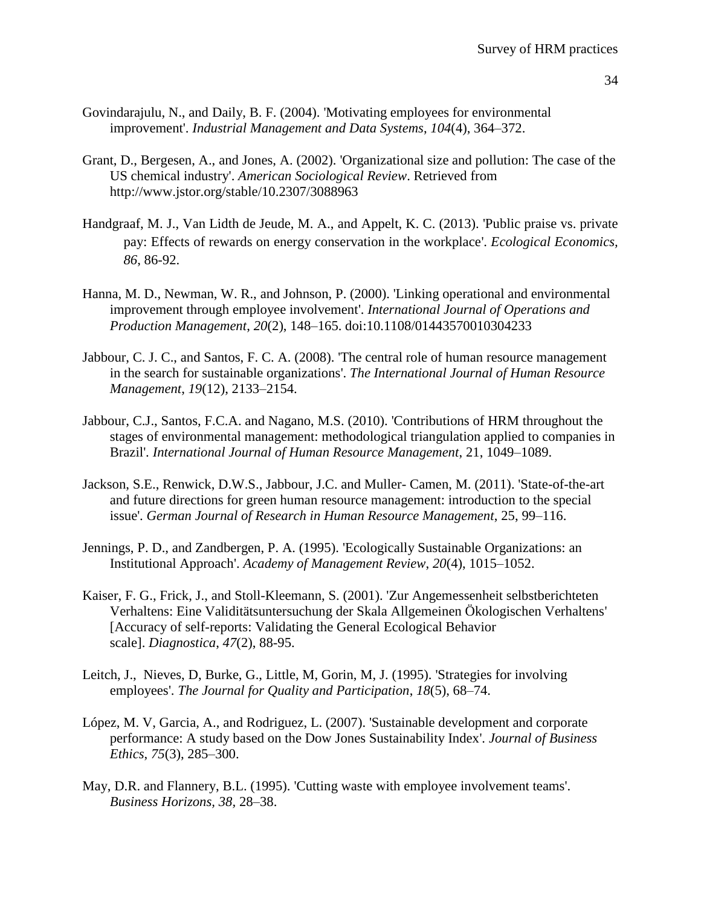Govindarajulu, N., and Daily, B. F. (2004). 'Motivating employees for environmental improvement'. *Industrial Management and Data Systems*, *104*(4), 364–372.

Grant, D., Bergesen, A., and Jones, A. (2002). 'Organizational size and pollution: The case of the US chemical industry'. *American Sociological Review*. Retrieved from http://www.jstor.org/stable/10.2307/3088963

Handgraaf, M. J., Van Lidth de Jeude, M. A., and Appelt, K. C. (2013). 'Public praise vs. private pay: Effects of rewards on energy conservation in the workplace'. *Ecological Economics*, *86*, 86-92.

Hanna, M. D., Newman, W. R., and Johnson, P. (2000). 'Linking operational and environmental improvement through employee involvement'. *International Journal of Operations and Production Management*, *20*(2), 148–165. doi:10.1108/01443570010304233

Jabbour, C. J. C., and Santos, F. C. A. (2008). 'The central role of human resource management in the search for sustainable organizations'. *The International Journal of Human Resource Management*, *19*(12), 2133–2154.

Jabbour, C.J., Santos, F.C.A. and Nagano, M.S. (2010). 'Contributions of HRM throughout the stages of environmental management: methodological triangulation applied to companies in Brazil'. *International Journal of Human Resource Management*, 21, 1049–1089.

Jackson, S.E., Renwick, D.W.S., Jabbour, J.C. and Muller- Camen, M. (2011). 'State-of-the-art and future directions for green human resource management: introduction to the special issue'. *German Journal of Research in Human Resource Management*, 25, 99–116.

Jennings, P. D., and Zandbergen, P. A. (1995). 'Ecologically Sustainable Organizations: an Institutional Approach'. *Academy of Management Review*, *20*(4), 1015–1052.

Kaiser, F. G., Frick, J., and Stoll-Kleemann, S. (2001). 'Zur Angemessenheit selbstberichteten Verhaltens: Eine Validitätsuntersuchung der Skala Allgemeinen Ökologischen Verhaltens' [Accuracy of self-reports: Validating the General Ecological Behavior scale]. *Diagnostica*, *47*(2), 88-95.

Leitch, J., Nieves, D, Burke, G., Little, M, Gorin, M, J. (1995). 'Strategies for involving employees'. *The Journal for Quality and Participation*, *18*(5), 68–74.

López, M. V, Garcia, A., and Rodriguez, L. (2007). 'Sustainable development and corporate performance: A study based on the Dow Jones Sustainability Index'. *Journal of Business Ethics*, *75*(3), 285–300.

May, D.R. and Flannery, B.L. (1995). 'Cutting waste with employee involvement teams'. *Business Horizons, 38*, 28–38.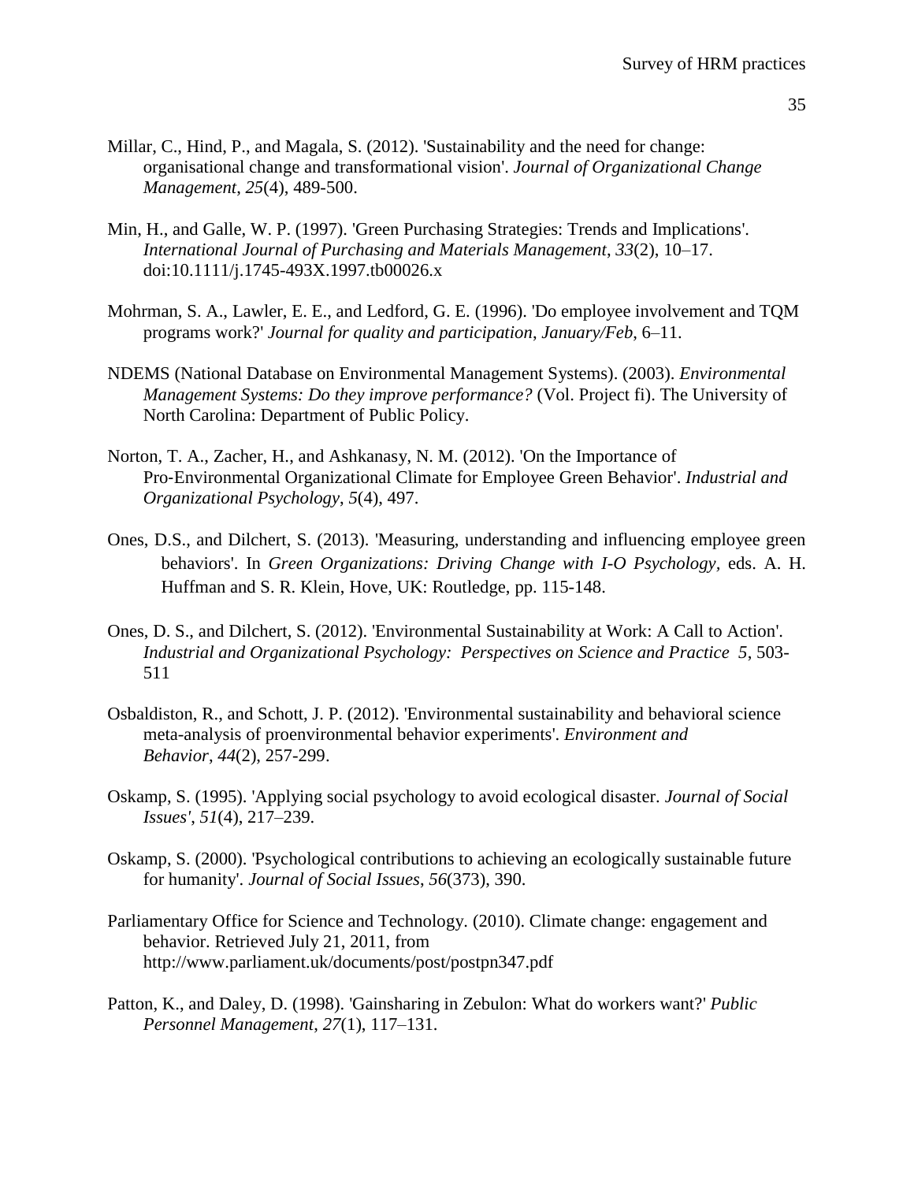Millar, C., Hind, P., and Magala, S. (2012). 'Sustainability and the need for change: organisational change and transformational vision'. *Journal of Organizational Change Management*, *25*(4), 489-500.

Min, H., and Galle, W. P. (1997). 'Green Purchasing Strategies: Trends and Implications'. *International Journal of Purchasing and Materials Management*, *33*(2), 10–17. doi:10.1111/j.1745-493X.1997.tb00026.x

Mohrman, S. A., Lawler, E. E., and Ledford, G. E. (1996). 'Do employee involvement and TQM programs work?' *Journal for quality and participation*, *January/Feb*, 6–11.

NDEMS (National Database on Environmental Management Systems). (2003). *Environmental Management Systems: Do they improve performance?* (Vol. Project fi). The University of North Carolina: Department of Public Policy.

Norton, T. A., Zacher, H., and Ashkanasy, N. M. (2012). 'On the Importance of Pro-Environmental Organizational Climate for Employee Green Behavior'. *Industrial and Organizational Psychology*, *5*(4), 497.

Ones, D.S., and Dilchert, S. (2013). 'Measuring, understanding and influencing employee green behaviors'. In *Green Organizations: Driving Change with I-O Psychology*, eds. A. H. Huffman and S. R. Klein, Hove, UK: Routledge, pp. 115-148.

Ones, D. S., and Dilchert, S. (2012). 'Environmental Sustainability at Work: A Call to Action'. *Industrial and Organizational Psychology: Perspectives on Science and Practice 5*, 503-511

Osbaldiston, R., and Schott, J. P. (2012). 'Environmental sustainability and behavioral science meta-analysis of proenvironmental behavior experiments'. *Environment and Behavior*, *44*(2), 257-299.

Oskamp, S. (1995). 'Applying social psychology to avoid ecological disaster. *Journal of Social Issues'*, *51*(4), 217–239.

Oskamp, S. (2000). 'Psychological contributions to achieving an ecologically sustainable future for humanity'. *Journal of Social Issues*, *56*(373), 390.

Parliamentary Office for Science and Technology. (2010). Climate change: engagement and behavior. Retrieved July 21, 2011, from http://www.parliament.uk/documents/post/postpn347.pdf

Patton, K., and Daley, D. (1998). 'Gainsharing in Zebulon: What do workers want?' *Public Personnel Management*, *27*(1), 117–131.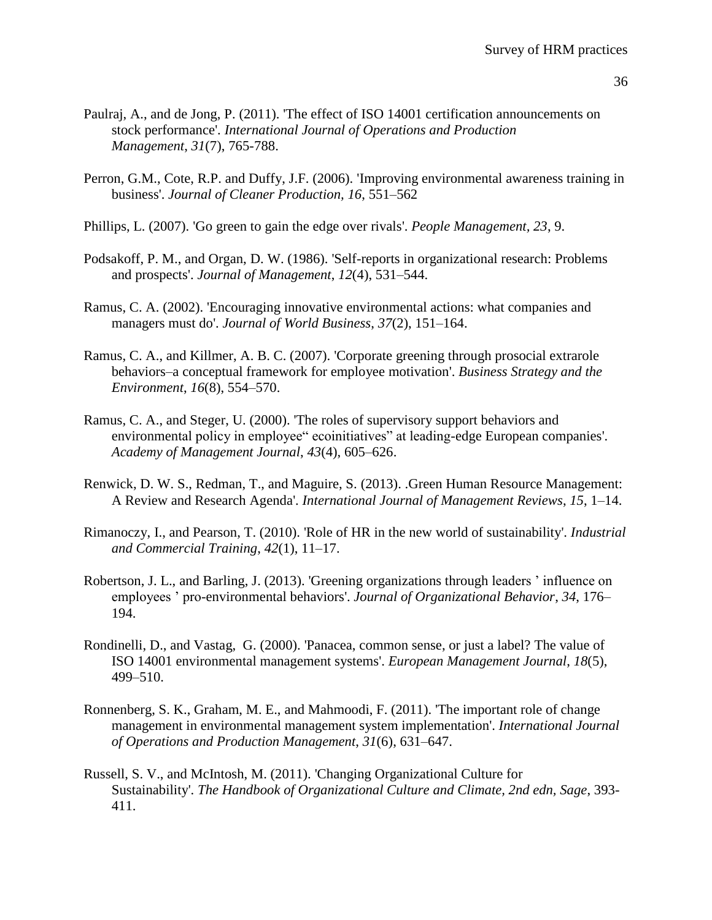Paulraj, A., and de Jong, P. (2011). 'The effect of ISO 14001 certification announcements on stock performance'. *International Journal of Operations and Production Management*, *31*(7), 765-788.

Perron, G.M., Cote, R.P. and Duffy, J.F. (2006). 'Improving environmental awareness training in business'. *Journal of Cleaner Production, 16*, 551–562

Phillips, L. (2007). 'Go green to gain the edge over rivals'. *People Management*, *23*, 9.

Podsakoff, P. M., and Organ, D. W. (1986). 'Self-reports in organizational research: Problems and prospects'. *Journal of Management*, *12*(4), 531–544.

Ramus, C. A. (2002). 'Encouraging innovative environmental actions: what companies and managers must do'. *Journal of World Business*, *37*(2), 151–164.

Ramus, C. A., and Killmer, A. B. C. (2007). 'Corporate greening through prosocial extrarole behaviors–a conceptual framework for employee motivation'. *Business Strategy and the Environment*, *16*(8), 554–570.

Ramus, C. A., and Steger, U. (2000). 'The roles of supervisory support behaviors and environmental policy in employee" ecoinitiatives" at leading-edge European companies'. *Academy of Management Journal*, *43*(4), 605–626.

Renwick, D. W. S., Redman, T., and Maguire, S. (2013). .Green Human Resource Management: A Review and Research Agenda'. *International Journal of Management Reviews*, *15*, 1–14.

Rimanoczy, I., and Pearson, T. (2010). 'Role of HR in the new world of sustainability'. *Industrial and Commercial Training*, *42*(1), 11–17.

Robertson, J. L., and Barling, J. (2013). 'Greening organizations through leaders ' influence on employees ' pro-environmental behaviors'. *Journal of Organizational Behavior*, *34*, 176–194.

Rondinelli, D., and Vastag, G. (2000). 'Panacea, common sense, or just a label? The value of ISO 14001 environmental management systems'. *European Management Journal*, *18*(5), 499–510.

Ronnenberg, S. K., Graham, M. E., and Mahmoodi, F. (2011). 'The important role of change management in environmental management system implementation'. *International Journal of Operations and Production Management*, *31*(6), 631–647.

Russell, S. V., and McIntosh, M. (2011). 'Changing Organizational Culture for Sustainability'. *The Handbook of Organizational Culture and Climate, 2nd edn, Sage*, 393-411.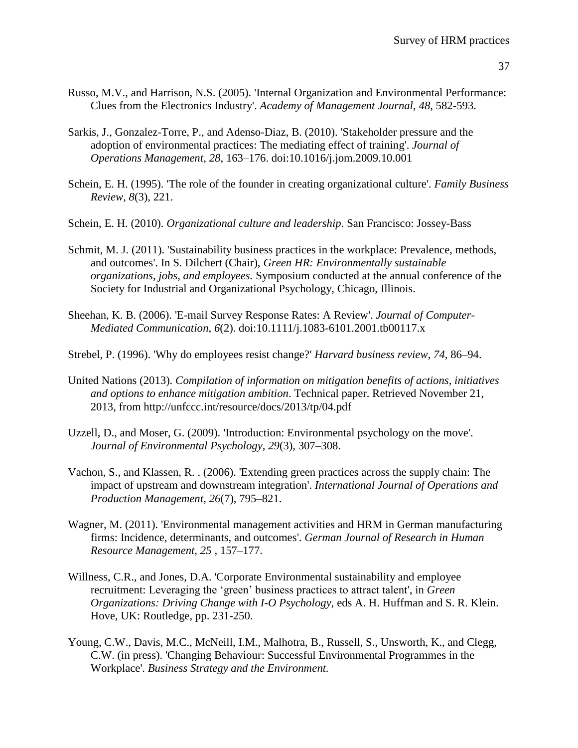Russo, M.V., and Harrison, N.S. (2005). 'Internal Organization and Environmental Performance: Clues from the Electronics Industry'. *Academy of Management Journal*, *48*, 582-593.

Sarkis, J., Gonzalez-Torre, P., and Adenso-Diaz, B. (2010). 'Stakeholder pressure and the adoption of environmental practices: The mediating effect of training'. *Journal of Operations Management*, *28*, 163–176. doi:10.1016/j.jom.2009.10.001

Schein, E. H. (1995). 'The role of the founder in creating organizational culture'. *Family Business Review*, *8*(3), 221.

Schein, E. H. (2010). *Organizational culture and leadership*. San Francisco: Jossey-Bass

Schmit, M. J. (2011). 'Sustainability business practices in the workplace: Prevalence, methods, and outcomes'. In S. Dilchert (Chair), *Green HR: Environmentally sustainable organizations, jobs, and employees.* Symposium conducted at the annual conference of the Society for Industrial and Organizational Psychology, Chicago, Illinois.

Sheehan, K. B. (2006). 'E-mail Survey Response Rates: A Review'. *Journal of Computer-Mediated Communication*, *6*(2). doi:10.1111/j.1083-6101.2001.tb00117.x

Strebel, P. (1996). 'Why do employees resist change?' *Harvard business review*, *74*, 86–94.

United Nations (2013). *Compilation of information on mitigation benefits of actions, initiatives and options to enhance mitigation ambition*. Technical paper. Retrieved November 21, 2013, from http://unfccc.int/resource/docs/2013/tp/04.pdf

Uzzell, D., and Moser, G. (2009). 'Introduction: Environmental psychology on the move'. *Journal of Environmental Psychology*, *29*(3), 307–308.

Vachon, S., and Klassen, R. . (2006). 'Extending green practices across the supply chain: The impact of upstream and downstream integration'. *International Journal of Operations and Production Management*, *26*(7), 795–821.

Wagner, M. (2011). 'Environmental management activities and HRM in German manufacturing firms: Incidence, determinants, and outcomes'. *German Journal of Research in Human Resource Management, 25* , 157–177.

Willness, C.R., and Jones, D.A. 'Corporate Environmental sustainability and employee recruitment: Leveraging the 'green' business practices to attract talent', in *Green Organizations: Driving Change with I-O Psychology,* eds A. H. Huffman and S. R. Klein. Hove, UK: Routledge, pp. 231-250.

Young, C.W., Davis, M.C., McNeill, I.M., Malhotra, B., Russell, S., Unsworth, K., and Clegg, C.W. (in press). 'Changing Behaviour: Successful Environmental Programmes in the Workplace'. *Business Strategy and the Environment.*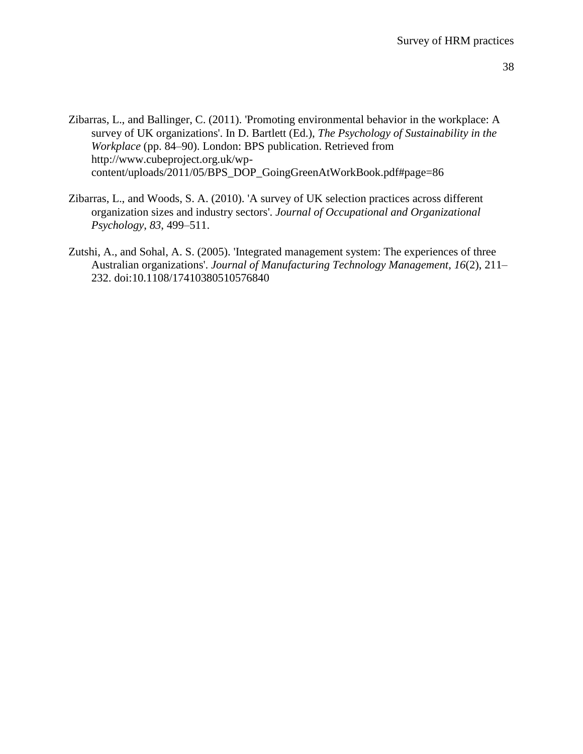Zibarras, L., and Ballinger, C. (2011). 'Promoting environmental behavior in the workplace: A survey of UK organizations'. In D. Bartlett (Ed.), *The Psychology of Sustainability in the Workplace* (pp. 84–90). London: BPS publication. Retrieved from http://www.cubeproject.org.uk/wp-content/uploads/2011/05/BPS_DOP_GoingGreenAtWorkBook.pdf#page=86

Zibarras, L., and Woods, S. A. (2010). 'A survey of UK selection practices across different organization sizes and industry sectors'. *Journal of Occupational and Organizational Psychology*, *83*, 499–511.

Zutshi, A., and Sohal, A. S. (2005). 'Integrated management system: The experiences of three Australian organizations'. *Journal of Manufacturing Technology Management*, *16*(2), 211–232. doi:10.1108/17410380510576840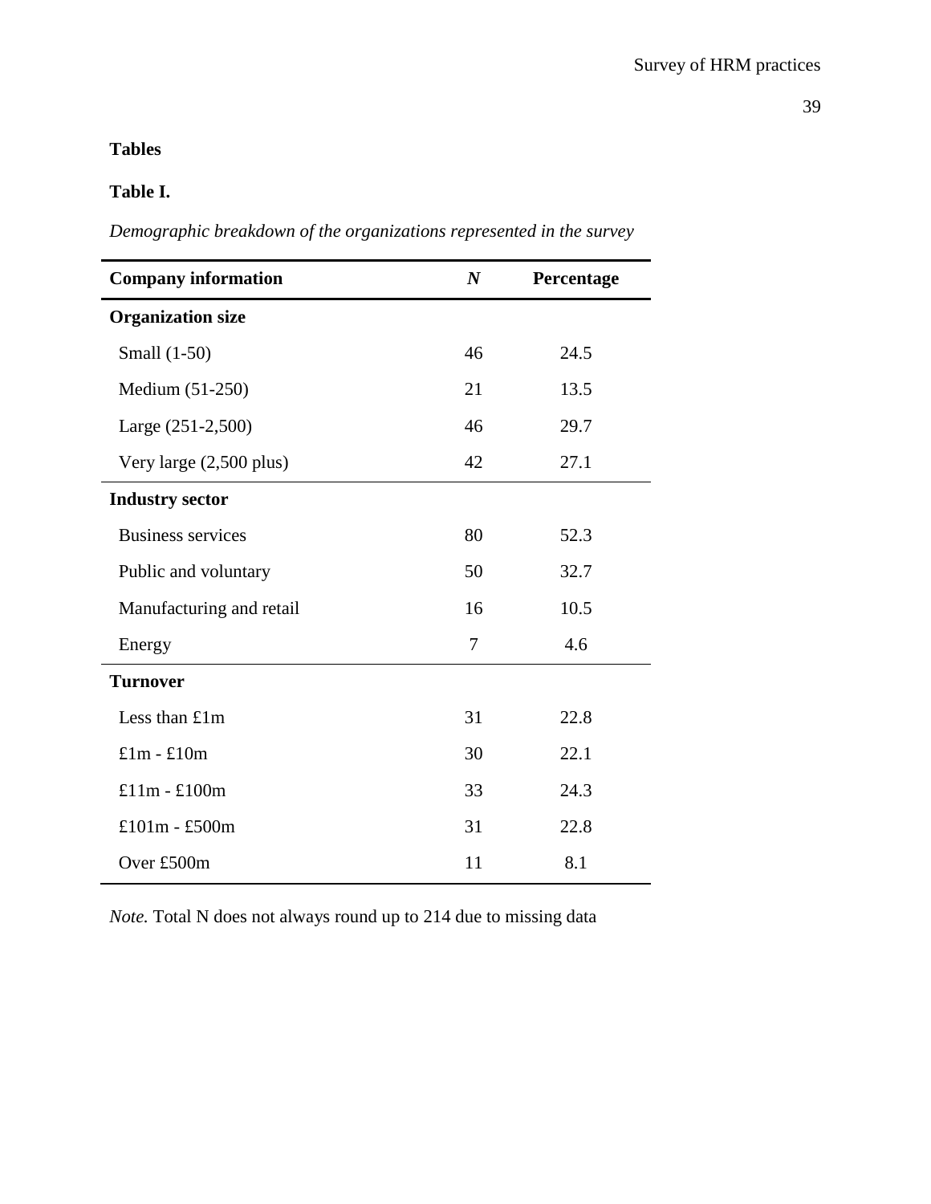**Tables**

**Table I.**

*Demographic breakdown of the organizations represented in the survey*

| **Company information** | ***N*** | **Percentage** |
|---|---|---|
| **Organization size** | | |
| Small (1-50) | 46 | 24.5 |
| Medium (51-250) | 21 | 13.5 |
| Large (251-2,500) | 46 | 29.7 |
| Very large (2,500 plus) | 42 | 27.1 |
| **Industry sector** | | |
| Business services | 80 | 52.3 |
| Public and voluntary | 50 | 32.7 |
| Manufacturing and retail | 16 | 10.5 |
| Energy | 7 | 4.6 |
| **Turnover** | | |
| Less than £1m | 31 | 22.8 |
| £1m - £10m | 30 | 22.1 |
| £11m - £100m | 33 | 24.3 |
| £101m - £500m | 31 | 22.8 |
| Over £500m | 11 | 8.1 |

*Note.* Total N does not always round up to 214 due to missing data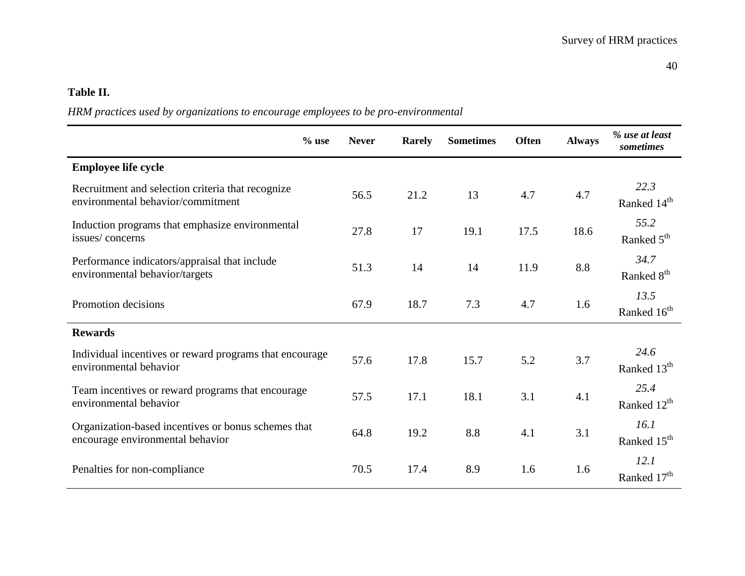**Table II.**

*HRM practices used by organizations to encourage employees to be pro-environmental*

| % use | Never | Rarely | Sometimes | Often | Always | *% use at least sometimes* |
|---|---|---|---|---|---|---|
| **Employee life cycle** | | | | | | |
| Recruitment and selection criteria that recognize environmental behavior/commitment | 56.5 | 21.2 | 13 | 4.7 | 4.7 | *22.3* Ranked 14th |
| Induction programs that emphasize environmental issues/ concerns | 27.8 | 17 | 19.1 | 17.5 | 18.6 | *55.2* Ranked 5th |
| Performance indicators/appraisal that include environmental behavior/targets | 51.3 | 14 | 14 | 11.9 | 8.8 | *34.7* Ranked 8th |
| Promotion decisions | 67.9 | 18.7 | 7.3 | 4.7 | 1.6 | *13.5* Ranked 16th |
| **Rewards** | | | | | | |
| Individual incentives or reward programs that encourage environmental behavior | 57.6 | 17.8 | 15.7 | 5.2 | 3.7 | *24.6* Ranked 13th |
| Team incentives or reward programs that encourage environmental behavior | 57.5 | 17.1 | 18.1 | 3.1 | 4.1 | *25.4* Ranked 12th |
| Organization-based incentives or bonus schemes that encourage environmental behavior | 64.8 | 19.2 | 8.8 | 4.1 | 3.1 | *16.1* Ranked 15th |
| Penalties for non-compliance | 70.5 | 17.4 | 8.9 | 1.6 | 1.6 | *12.1* Ranked 17th |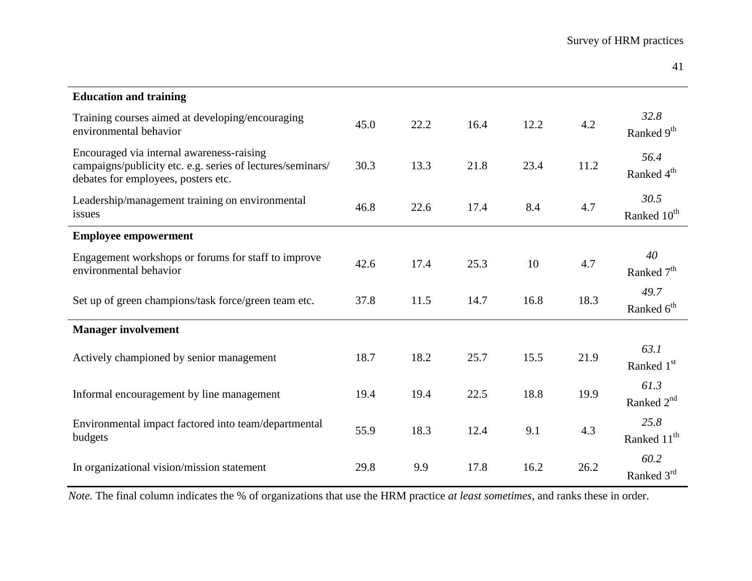| | | | | | | |
|---|---|---|---|---|---|---|
| **Education and training** | | | | | | |
| Training courses aimed at developing/encouraging environmental behavior | 45.0 | 22.2 | 16.4 | 12.2 | 4.2 | *32.8* Ranked 9th |
| Encouraged via internal awareness-raising campaigns/publicity etc. e.g. series of lectures/seminars/ debates for employees, posters etc. | 30.3 | 13.3 | 21.8 | 23.4 | 11.2 | *56.4* Ranked 4th |
| Leadership/management training on environmental issues | 46.8 | 22.6 | 17.4 | 8.4 | 4.7 | *30.5* Ranked 10th |
| **Employee empowerment** | | | | | | |
| Engagement workshops or forums for staff to improve environmental behavior | 42.6 | 17.4 | 25.3 | 10 | 4.7 | *40* Ranked 7th |
| Set up of green champions/task force/green team etc. | 37.8 | 11.5 | 14.7 | 16.8 | 18.3 | *49.7* Ranked 6th |
| **Manager involvement** | | | | | | |
| Actively championed by senior management | 18.7 | 18.2 | 25.7 | 15.5 | 21.9 | *63.1* Ranked 1st |
| Informal encouragement by line management | 19.4 | 19.4 | 22.5 | 18.8 | 19.9 | *61.3* Ranked 2nd |
| Environmental impact factored into team/departmental budgets | 55.9 | 18.3 | 12.4 | 9.1 | 4.3 | *25.8* Ranked 11th |
| In organizational vision/mission statement | 29.8 | 9.9 | 17.8 | 16.2 | 26.2 | *60.2* Ranked 3rd |

*Note.* The final column indicates the % of organizations that use the HRM practice *at least sometimes*, and ranks these in order.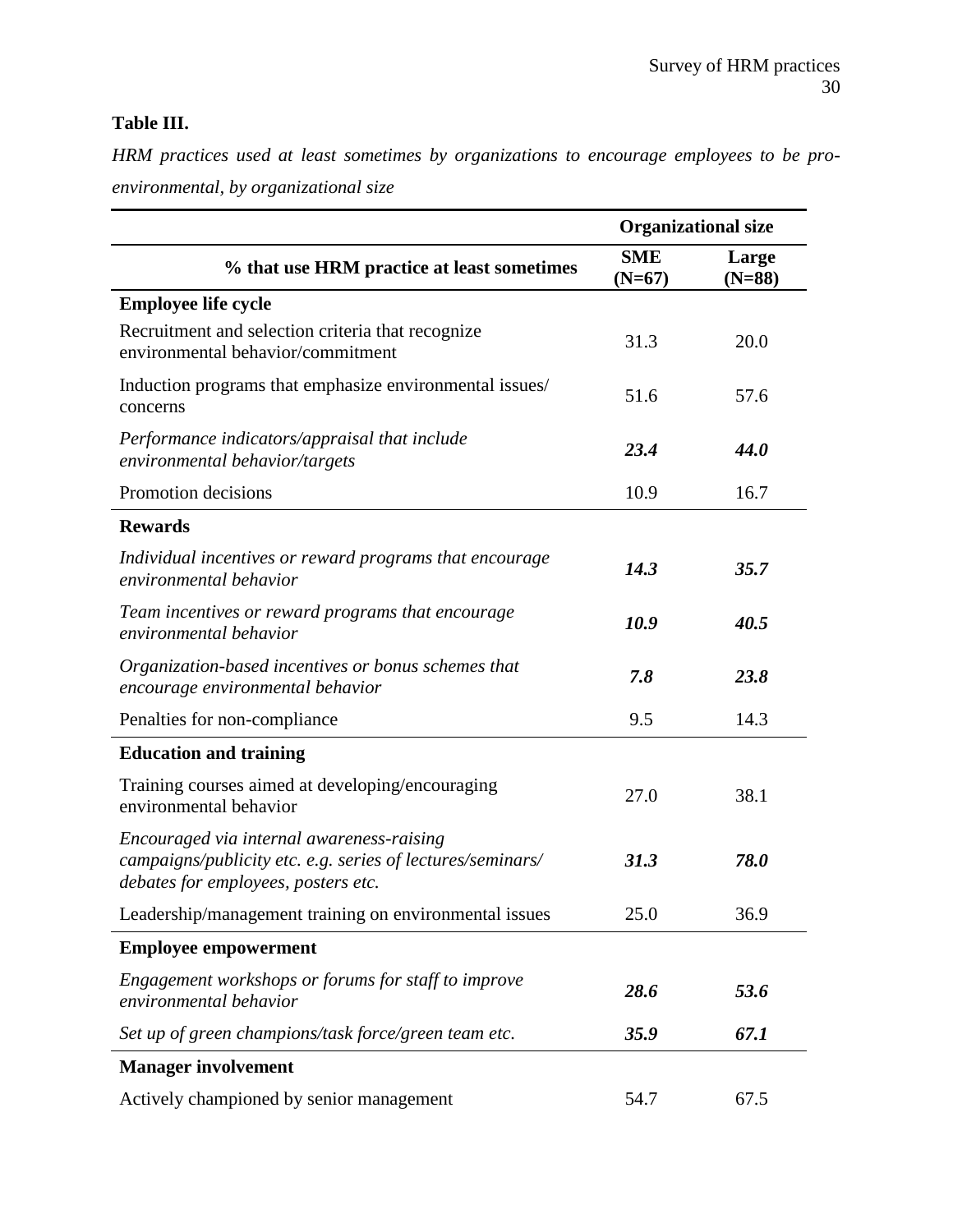**Table III.**

*HRM practices used at least sometimes by organizations to encourage employees to be pro-environmental, by organizational size*

| | Organizational size | |
|---|---|---|
| **% that use HRM practice at least sometimes** | **SME (N=67)** | **Large (N=88)** |
| **Employee life cycle** | | |
| Recruitment and selection criteria that recognize environmental behavior/commitment | 31.3 | 20.0 |
| Induction programs that emphasize environmental issues/ concerns | 51.6 | 57.6 |
| *Performance indicators/appraisal that include environmental behavior/targets* | ***23.4*** | ***44.0*** |
| Promotion decisions | 10.9 | 16.7 |
| **Rewards** | | |
| *Individual incentives or reward programs that encourage environmental behavior* | ***14.3*** | ***35.7*** |
| *Team incentives or reward programs that encourage environmental behavior* | ***10.9*** | ***40.5*** |
| *Organization-based incentives or bonus schemes that encourage environmental behavior* | ***7.8*** | ***23.8*** |
| Penalties for non-compliance | 9.5 | 14.3 |
| **Education and training** | | |
| Training courses aimed at developing/encouraging environmental behavior | 27.0 | 38.1 |
| *Encouraged via internal awareness-raising campaigns/publicity etc. e.g. series of lectures/seminars/ debates for employees, posters etc.* | ***31.3*** | ***78.0*** |
| Leadership/management training on environmental issues | 25.0 | 36.9 |
| **Employee empowerment** | | |
| *Engagement workshops or forums for staff to improve environmental behavior* | ***28.6*** | ***53.6*** |
| *Set up of green champions/task force/green team etc.* | ***35.9*** | ***67.1*** |
| **Manager involvement** | | |
| Actively championed by senior management | 54.7 | 67.5 |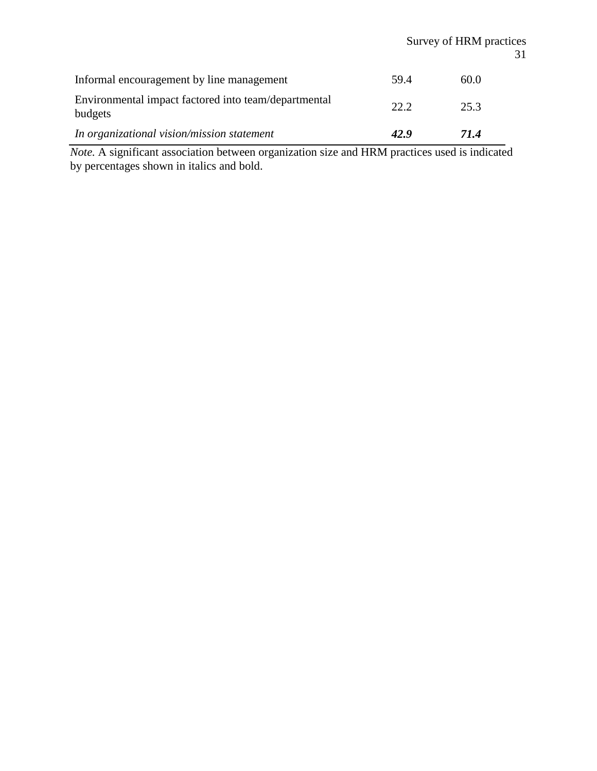| | | |
|---|---|---|
| Informal encouragement by line management | 59.4 | 60.0 |
| Environmental impact factored into team/departmental budgets | 22.2 | 25.3 |
| *In organizational vision/mission statement* | ***42.9*** | ***71.4*** |

*Note.* A significant association between organization size and HRM practices used is indicated by percentages shown in italics and bold.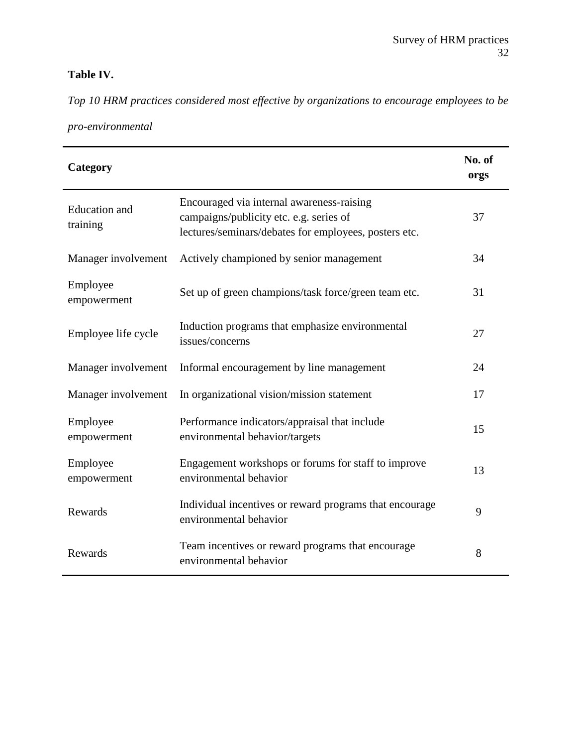**Table IV.**

*Top 10 HRM practices considered most effective by organizations to encourage employees to be pro-environmental*

| Category | | No. of orgs |
|---|---|---|
| Education and training | Encouraged via internal awareness-raising campaigns/publicity etc. e.g. series of lectures/seminars/debates for employees, posters etc. | 37 |
| Manager involvement | Actively championed by senior management | 34 |
| Employee empowerment | Set up of green champions/task force/green team etc. | 31 |
| Employee life cycle | Induction programs that emphasize environmental issues/concerns | 27 |
| Manager involvement | Informal encouragement by line management | 24 |
| Manager involvement | In organizational vision/mission statement | 17 |
| Employee empowerment | Performance indicators/appraisal that include environmental behavior/targets | 15 |
| Employee empowerment | Engagement workshops or forums for staff to improve environmental behavior | 13 |
| Rewards | Individual incentives or reward programs that encourage environmental behavior | 9 |
| Rewards | Team incentives or reward programs that encourage environmental behavior | 8 |